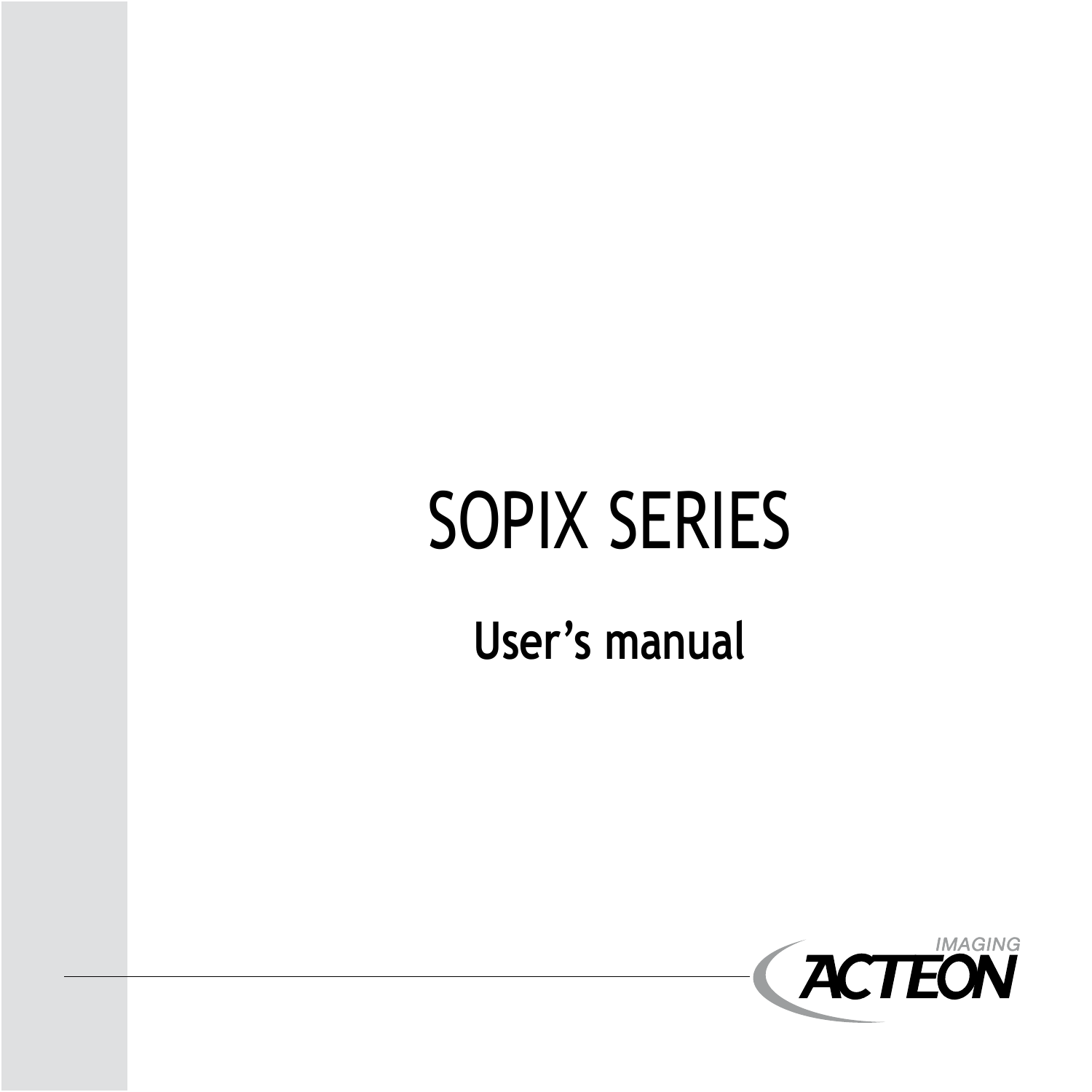# SOPIX SERIES

## User's manual

IMAGING
ACTEON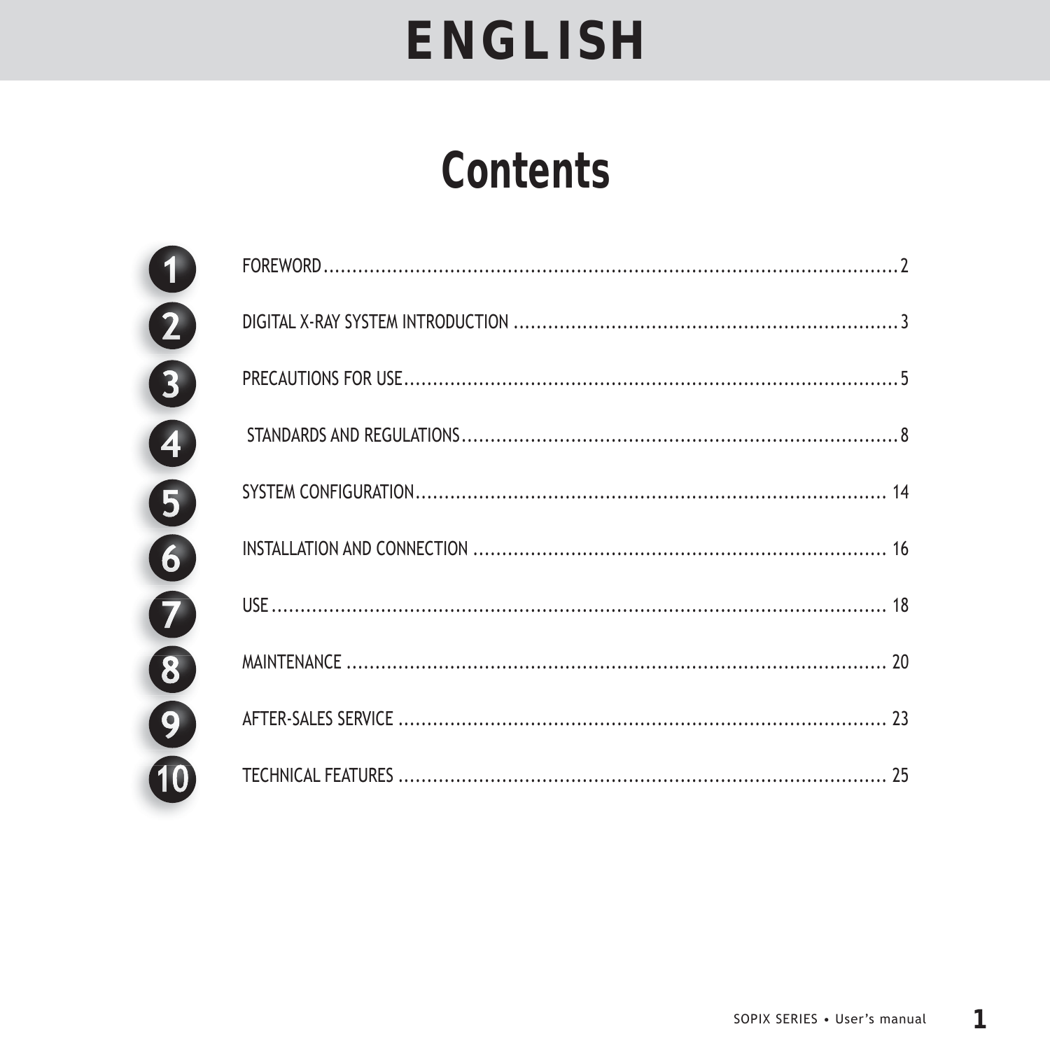# ENGLISH

## Contents

1. FOREWORD ..... 2
2. DIGITAL X-RAY SYSTEM INTRODUCTION ..... 3
3. PRECAUTIONS FOR USE ..... 5
4. STANDARDS AND REGULATIONS ..... 8
5. SYSTEM CONFIGURATION ..... 14
6. INSTALLATION AND CONNECTION ..... 16
7. USE ..... 18
8. MAINTENANCE ..... 20
9. AFTER-SALES SERVICE ..... 23
10. TECHNICAL FEATURES ..... 25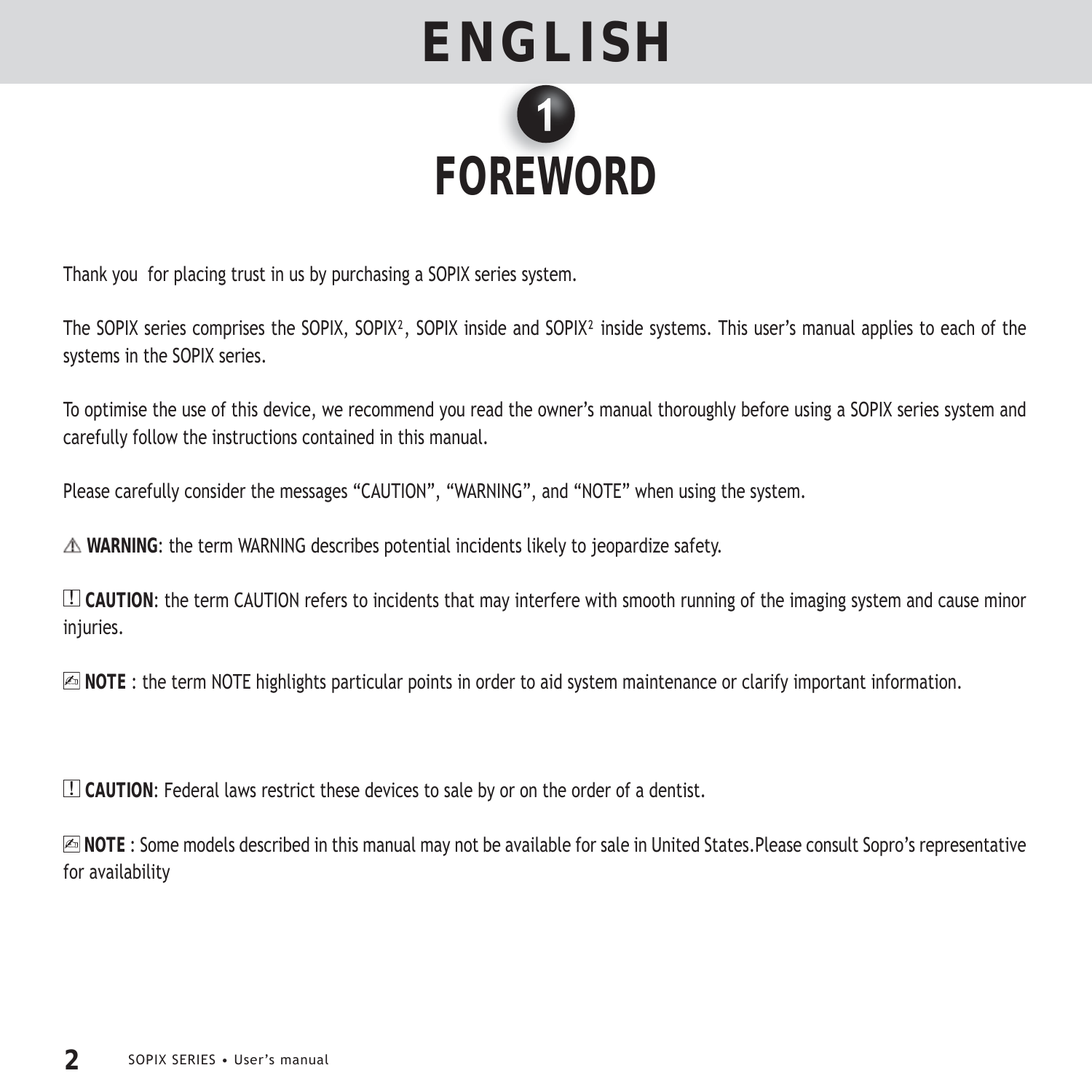# ENGLISH

## 1 FOREWORD

Thank you for placing trust in us by purchasing a SOPIX series system.

The SOPIX series comprises the SOPIX, SOPIX$^2$, SOPIX inside and SOPIX$^2$ inside systems. This user's manual applies to each of the systems in the SOPIX series.

To optimise the use of this device, we recommend you read the owner's manual thoroughly before using a SOPIX series system and carefully follow the instructions contained in this manual.

Please carefully consider the messages "CAUTION", "WARNING", and "NOTE" when using the system.

⚠ **WARNING**: the term WARNING describes potential incidents likely to jeopardize safety.

! **CAUTION**: the term CAUTION refers to incidents that may interfere with smooth running of the imaging system and cause minor injuries.

✍ **NOTE** : the term NOTE highlights particular points in order to aid system maintenance or clarify important information.

! **CAUTION**: Federal laws restrict these devices to sale by or on the order of a dentist.

✍ **NOTE** : Some models described in this manual may not be available for sale in United States.Please consult Sopro's representative for availability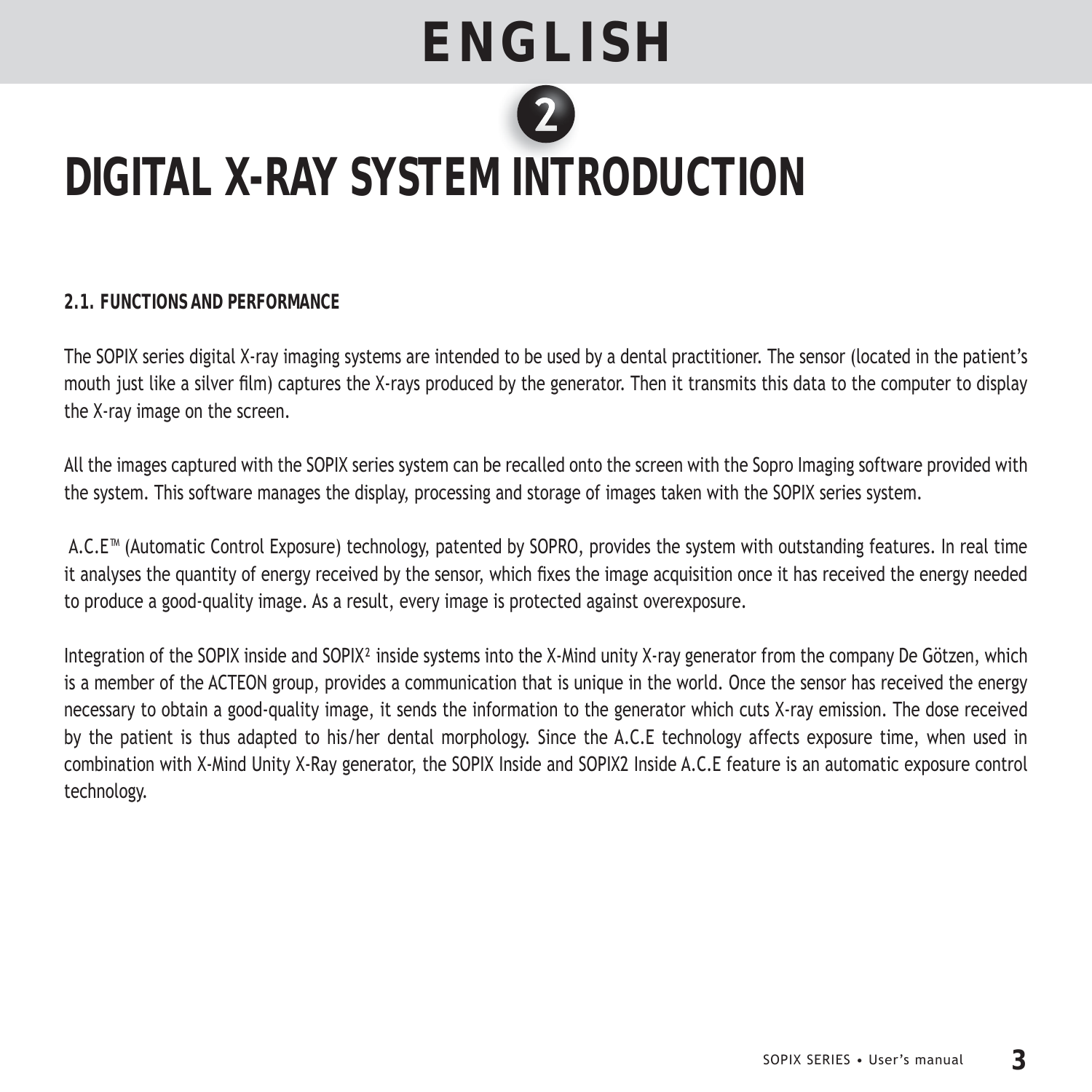# ENGLISH

## 2

# DIGITAL X-RAY SYSTEM INTRODUCTION

### 2.1. FUNCTIONS AND PERFORMANCE

The SOPIX series digital X-ray imaging systems are intended to be used by a dental practitioner. The sensor (located in the patient's mouth just like a silver film) captures the X-rays produced by the generator. Then it transmits this data to the computer to display the X-ray image on the screen.

All the images captured with the SOPIX series system can be recalled onto the screen with the Sopro Imaging software provided with the system. This software manages the display, processing and storage of images taken with the SOPIX series system.

A.C.E™ (Automatic Control Exposure) technology, patented by SOPRO, provides the system with outstanding features. In real time it analyses the quantity of energy received by the sensor, which fixes the image acquisition once it has received the energy needed to produce a good-quality image. As a result, every image is protected against overexposure.

Integration of the SOPIX inside and SOPIX² inside systems into the X-Mind unity X-ray generator from the company De Götzen, which is a member of the ACTEON group, provides a communication that is unique in the world. Once the sensor has received the energy necessary to obtain a good-quality image, it sends the information to the generator which cuts X-ray emission. The dose received by the patient is thus adapted to his/her dental morphology. Since the A.C.E technology affects exposure time, when used in combination with X-Mind Unity X-Ray generator, the SOPIX Inside and SOPIX2 Inside A.C.E feature is an automatic exposure control technology.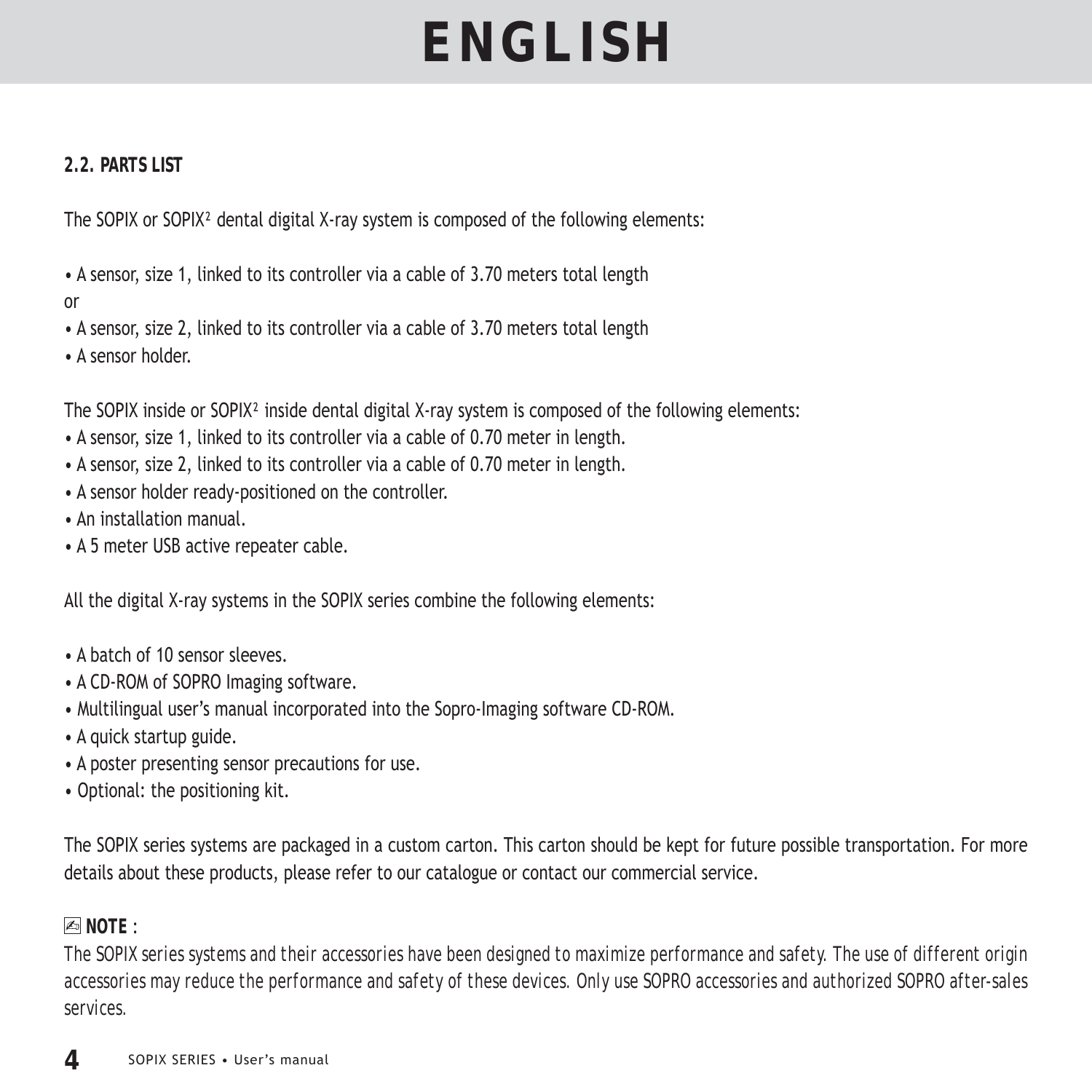# ENGLISH

### 2.2. PARTS LIST

The SOPIX or SOPIX² dental digital X-ray system is composed of the following elements:

- A sensor, size 1, linked to its controller via a cable of 3.70 meters total length

or

- A sensor, size 2, linked to its controller via a cable of 3.70 meters total length
- A sensor holder.

The SOPIX inside or SOPIX² inside dental digital X-ray system is composed of the following elements:

- A sensor, size 1, linked to its controller via a cable of 0.70 meter in length.
- A sensor, size 2, linked to its controller via a cable of 0.70 meter in length.
- A sensor holder ready-positioned on the controller.
- An installation manual.
- A 5 meter USB active repeater cable.

All the digital X-ray systems in the SOPIX series combine the following elements:

- A batch of 10 sensor sleeves.
- A CD-ROM of SOPRO Imaging software.
- Multilingual user's manual incorporated into the Sopro-Imaging software CD-ROM.
- A quick startup guide.
- A poster presenting sensor precautions for use.
- Optional: the positioning kit.

The SOPIX series systems are packaged in a custom carton. This carton should be kept for future possible transportation. For more details about these products, please refer to our catalogue or contact our commercial service.

**NOTE** :

*The SOPIX series systems and their accessories have been designed to maximize performance and safety. The use of different origin accessories may reduce the performance and safety of these devices. Only use SOPRO accessories and authorized SOPRO after-sales services.*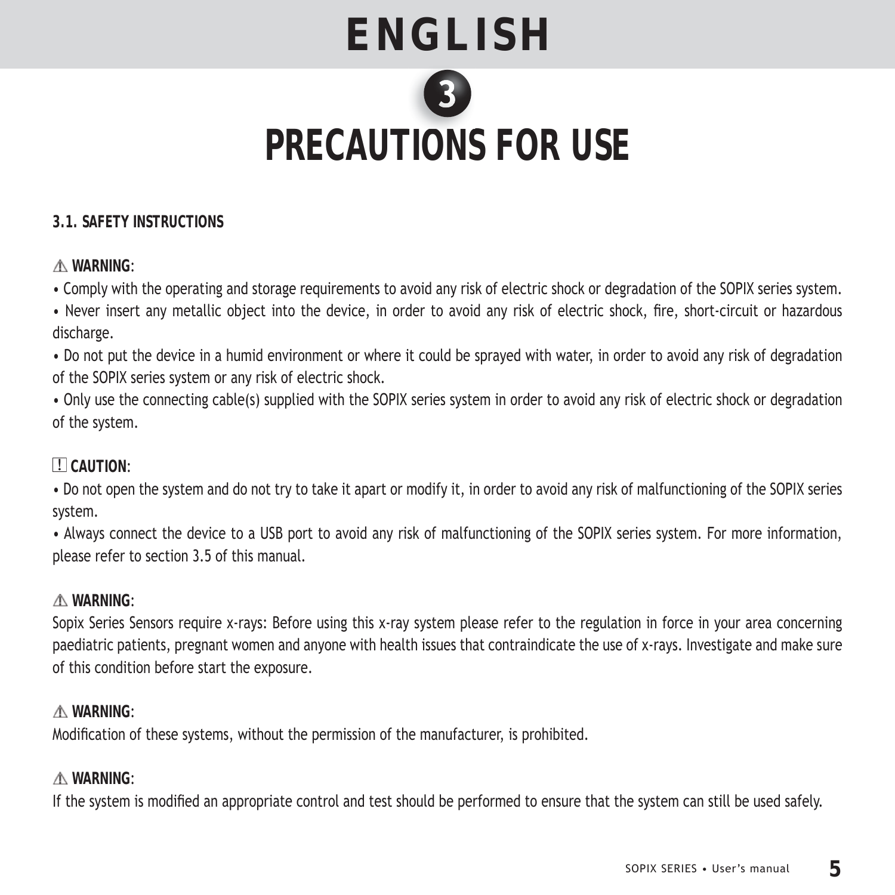# ENGLISH

## 3

# PRECAUTIONS FOR USE

### 3.1. SAFETY INSTRUCTIONS

⚠ **WARNING**:

• Comply with the operating and storage requirements to avoid any risk of electric shock or degradation of the SOPIX series system.

• Never insert any metallic object into the device, in order to avoid any risk of electric shock, fire, short-circuit or hazardous discharge.

• Do not put the device in a humid environment or where it could be sprayed with water, in order to avoid any risk of degradation of the SOPIX series system or any risk of electric shock.

• Only use the connecting cable(s) supplied with the SOPIX series system in order to avoid any risk of electric shock or degradation of the system.

! **CAUTION**:

• Do not open the system and do not try to take it apart or modify it, in order to avoid any risk of malfunctioning of the SOPIX series system.

• Always connect the device to a USB port to avoid any risk of malfunctioning of the SOPIX series system. For more information, please refer to section 3.5 of this manual.

⚠ **WARNING**:

Sopix Series Sensors require x-rays: Before using this x-ray system please refer to the regulation in force in your area concerning paediatric patients, pregnant women and anyone with health issues that contraindicate the use of x-rays. Investigate and make sure of this condition before start the exposure.

⚠ **WARNING**:

Modification of these systems, without the permission of the manufacturer, is prohibited.

⚠ **WARNING**:

If the system is modified an appropriate control and test should be performed to ensure that the system can still be used safely.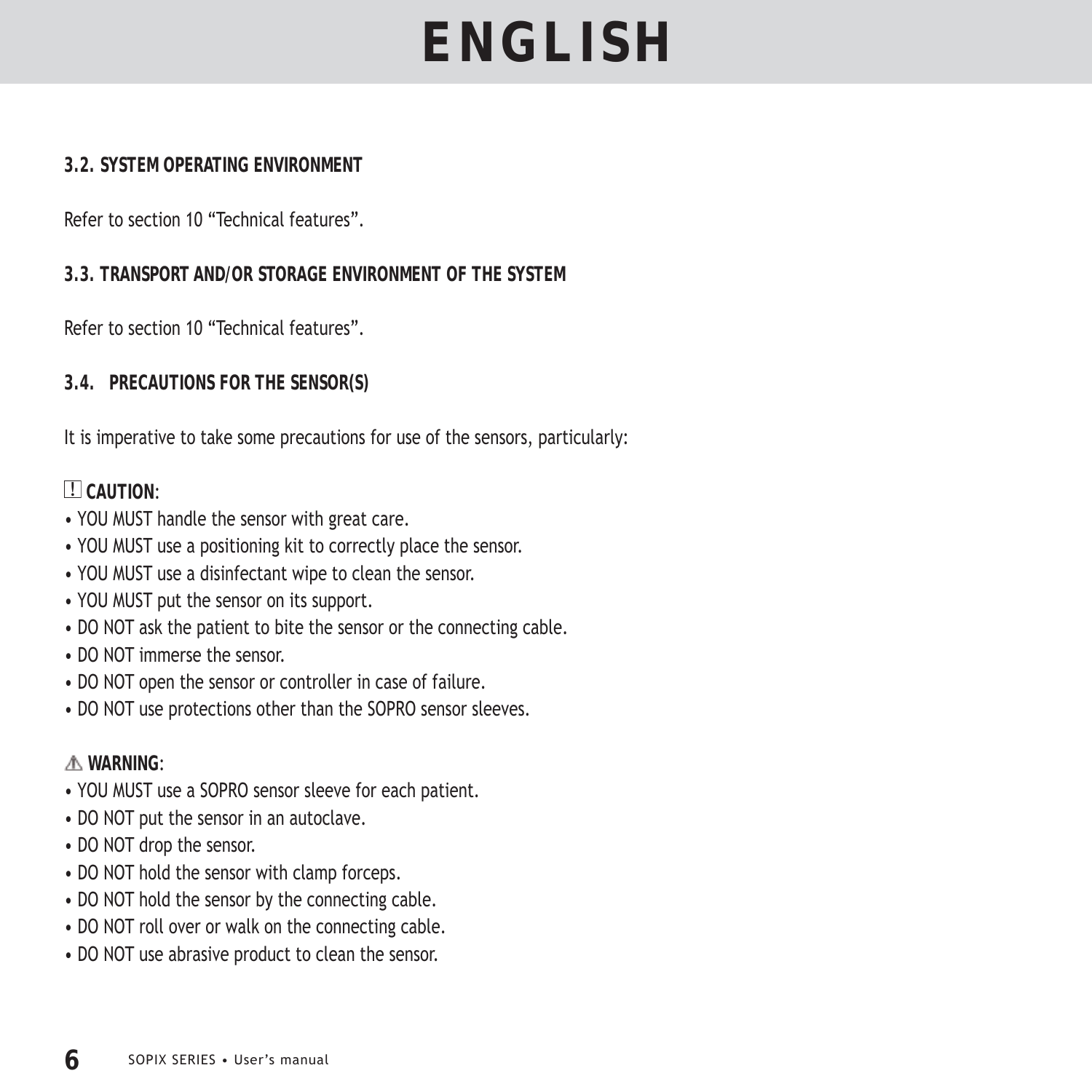### 3.2. SYSTEM OPERATING ENVIRONMENT

Refer to section 10 “Technical features”.

### 3.3. TRANSPORT AND/OR STORAGE ENVIRONMENT OF THE SYSTEM

Refer to section 10 “Technical features”.

### 3.4. PRECAUTIONS FOR THE SENSOR(S)

It is imperative to take some precautions for use of the sensors, particularly:

! **CAUTION**:

- YOU MUST handle the sensor with great care.
- YOU MUST use a positioning kit to correctly place the sensor.
- YOU MUST use a disinfectant wipe to clean the sensor.
- YOU MUST put the sensor on its support.
- DO NOT ask the patient to bite the sensor or the connecting cable.
- DO NOT immerse the sensor.
- DO NOT open the sensor or controller in case of failure.
- DO NOT use protections other than the SOPRO sensor sleeves.

⚠ **WARNING**:

- YOU MUST use a SOPRO sensor sleeve for each patient.
- DO NOT put the sensor in an autoclave.
- DO NOT drop the sensor.
- DO NOT hold the sensor with clamp forceps.
- DO NOT hold the sensor by the connecting cable.
- DO NOT roll over or walk on the connecting cable.
- DO NOT use abrasive product to clean the sensor.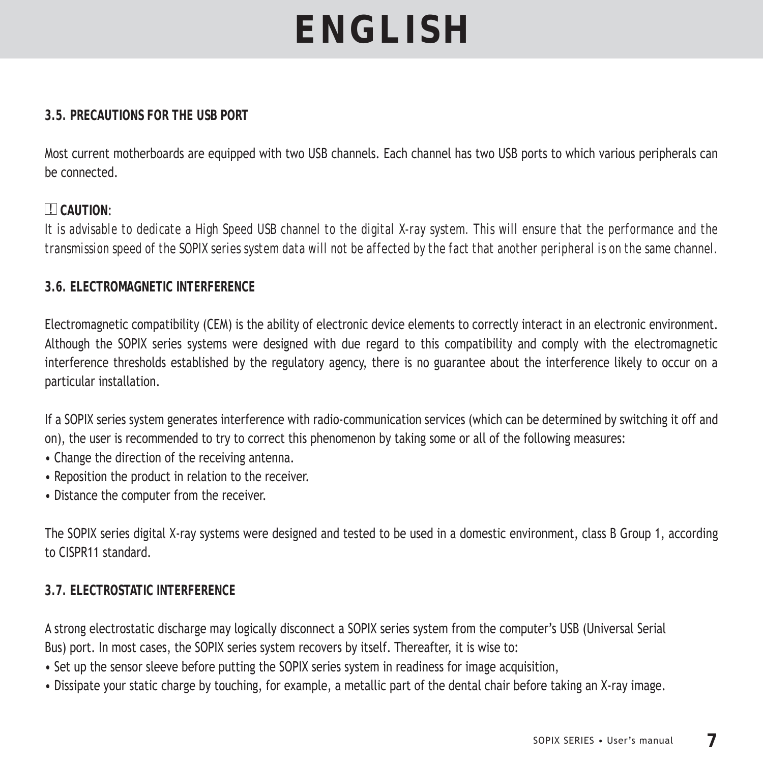# ENGLISH

### 3.5. PRECAUTIONS FOR THE USB PORT

Most current motherboards are equipped with two USB channels. Each channel has two USB ports to which various peripherals can be connected.

**! CAUTION**:

*It is advisable to dedicate a High Speed USB channel to the digital X-ray system. This will ensure that the performance and the transmission speed of the SOPIX series system data will not be affected by the fact that another peripheral is on the same channel.*

### 3.6. ELECTROMAGNETIC INTERFERENCE

Electromagnetic compatibility (CEM) is the ability of electronic device elements to correctly interact in an electronic environment. Although the SOPIX series systems were designed with due regard to this compatibility and comply with the electromagnetic interference thresholds established by the regulatory agency, there is no guarantee about the interference likely to occur on a particular installation.

If a SOPIX series system generates interference with radio-communication services (which can be determined by switching it off and on), the user is recommended to try to correct this phenomenon by taking some or all of the following measures:

- Change the direction of the receiving antenna.
- Reposition the product in relation to the receiver.
- Distance the computer from the receiver.

The SOPIX series digital X-ray systems were designed and tested to be used in a domestic environment, class B Group 1, according to CISPR11 standard.

### 3.7. ELECTROSTATIC INTERFERENCE

A strong electrostatic discharge may logically disconnect a SOPIX series system from the computer's USB (Universal Serial Bus) port. In most cases, the SOPIX series system recovers by itself. Thereafter, it is wise to:

- Set up the sensor sleeve before putting the SOPIX series system in readiness for image acquisition,
- Dissipate your static charge by touching, for example, a metallic part of the dental chair before taking an X-ray image.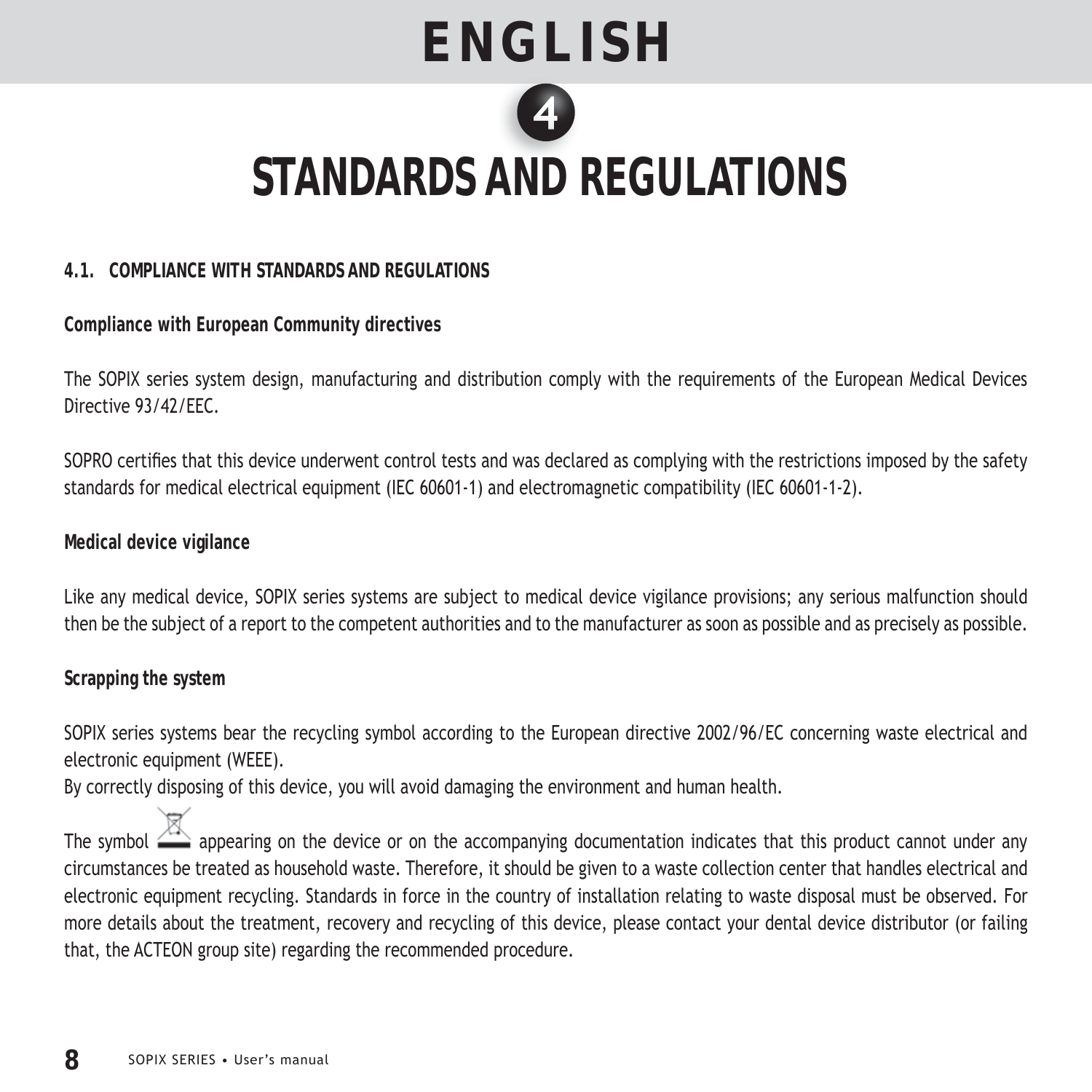# ENGLISH

## 4 STANDARDS AND REGULATIONS

### 4.1. COMPLIANCE WITH STANDARDS AND REGULATIONS

**Compliance with European Community directives**

The SOPIX series system design, manufacturing and distribution comply with the requirements of the European Medical Devices Directive 93/42/EEC.

SOPRO certifies that this device underwent control tests and was declared as complying with the restrictions imposed by the safety standards for medical electrical equipment (IEC 60601-1) and electromagnetic compatibility (IEC 60601-1-2).

**Medical device vigilance**

Like any medical device, SOPIX series systems are subject to medical device vigilance provisions; any serious malfunction should then be the subject of a report to the competent authorities and to the manufacturer as soon as possible and as precisely as possible.

**Scrapping the system**

SOPIX series systems bear the recycling symbol according to the European directive 2002/96/EC concerning waste electrical and electronic equipment (WEEE).
By correctly disposing of this device, you will avoid damaging the environment and human health.

The symbol appearing on the device or on the accompanying documentation indicates that this product cannot under any circumstances be treated as household waste. Therefore, it should be given to a waste collection center that handles electrical and electronic equipment recycling. Standards in force in the country of installation relating to waste disposal must be observed. For more details about the treatment, recovery and recycling of this device, please contact your dental device distributor (or failing that, the ACTEON group site) regarding the recommended procedure.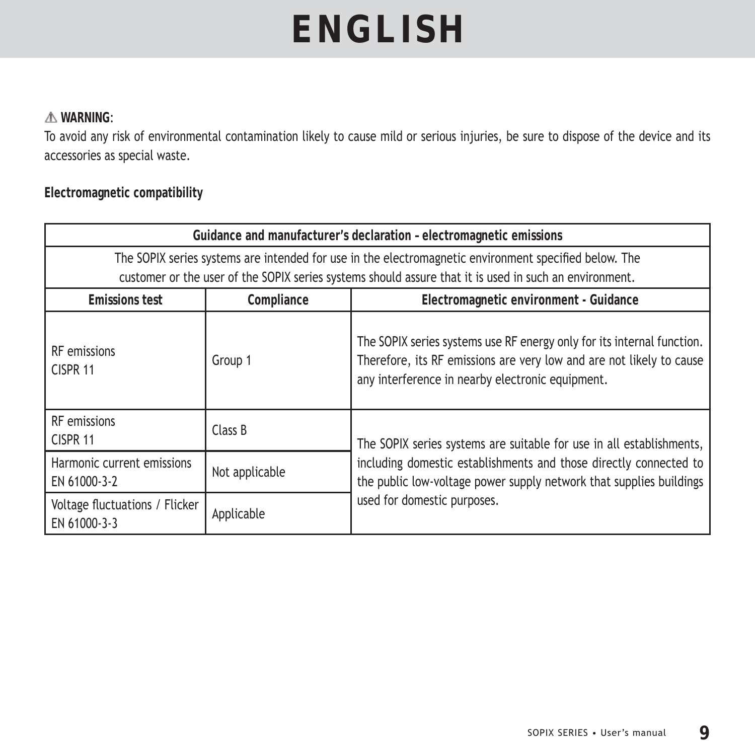# ENGLISH

⚠ **WARNING**:
To avoid any risk of environmental contamination likely to cause mild or serious injuries, be sure to dispose of the device and its accessories as special waste.

**Electromagnetic compatibility**

| **Guidance and manufacturer's declaration – electromagnetic emissions** | | |
|---|---|---|
| The SOPIX series systems are intended for use in the electromagnetic environment specified below. The customer or the user of the SOPIX series systems should assure that it is used in such an environment. | | |
| **Emissions test** | **Compliance** | **Electromagnetic environment - Guidance** |
| RF emissions CISPR 11 | Group 1 | The SOPIX series systems use RF energy only for its internal function. Therefore, its RF emissions are very low and are not likely to cause any interference in nearby electronic equipment. |
| RF emissions CISPR 11 | Class B | The SOPIX series systems are suitable for use in all establishments, including domestic establishments and those directly connected to the public low-voltage power supply network that supplies buildings used for domestic purposes. |
| Harmonic current emissions EN 61000-3-2 | Not applicable | |
| Voltage fluctuations / Flicker EN 61000-3-3 | Applicable | |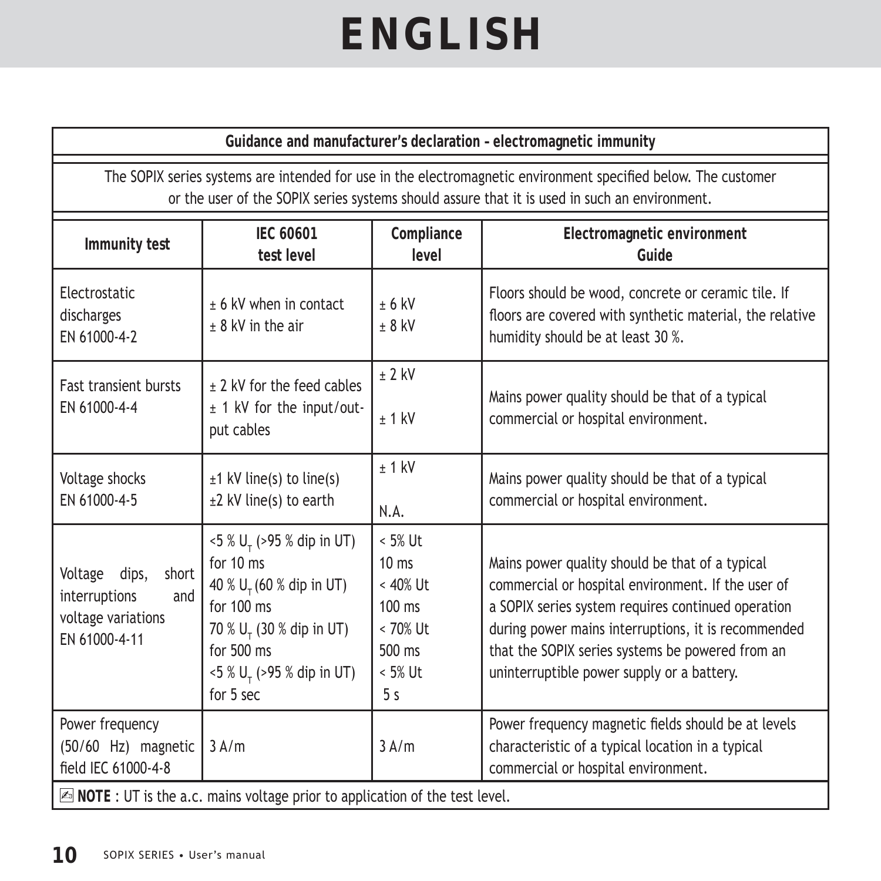# ENGLISH

| Guidance and manufacturer's declaration - electromagnetic immunity | | | |
|---|---|---|---|
| The SOPIX series systems are intended for use in the electromagnetic environment specified below. The customer or the user of the SOPIX series systems should assure that it is used in such an environment. | | | |
| **Immunity test** | **IEC 60601 test level** | **Compliance level** | **Electromagnetic environment Guide** |
| Electrostatic discharges EN 61000-4-2 | ± 6 kV when in contact<br>± 8 kV in the air | ± 6 kV<br>± 8 kV | Floors should be wood, concrete or ceramic tile. If floors are covered with synthetic material, the relative humidity should be at least 30 %. |
| Fast transient bursts EN 61000-4-4 | ± 2 kV for the feed cables<br>± 1 kV for the input/output cables | ± 2 kV<br>± 1 kV | Mains power quality should be that of a typical commercial or hospital environment. |
| Voltage shocks EN 61000-4-5 | ±1 kV line(s) to line(s)<br>±2 kV line(s) to earth | ± 1 kV<br>N.A. | Mains power quality should be that of a typical commercial or hospital environment. |
| Voltage dips, short interruptions and voltage variations EN 61000-4-11 | <5 % $U_T$ (>95 % dip in UT) for 10 ms<br>40 % $U_T$ (60 % dip in UT) for 100 ms<br>70 % $U_T$ (30 % dip in UT) for 500 ms<br><5 % $U_T$ (>95 % dip in UT) for 5 sec | < 5% Ut<br>10 ms<br>< 40% Ut<br>100 ms<br>< 70% Ut<br>500 ms<br>< 5% Ut<br>5 s | Mains power quality should be that of a typical commercial or hospital environment. If the user of a SOPIX series system requires continued operation during power mains interruptions, it is recommended that the SOPIX series systems be powered from an uninterruptible power supply or a battery. |
| Power frequency (50/60 Hz) magnetic field IEC 61000-4-8 | 3 A/m | 3 A/m | Power frequency magnetic fields should be at levels characteristic of a typical location in a typical commercial or hospital environment. |

**NOTE** : UT is the a.c. mains voltage prior to application of the test level.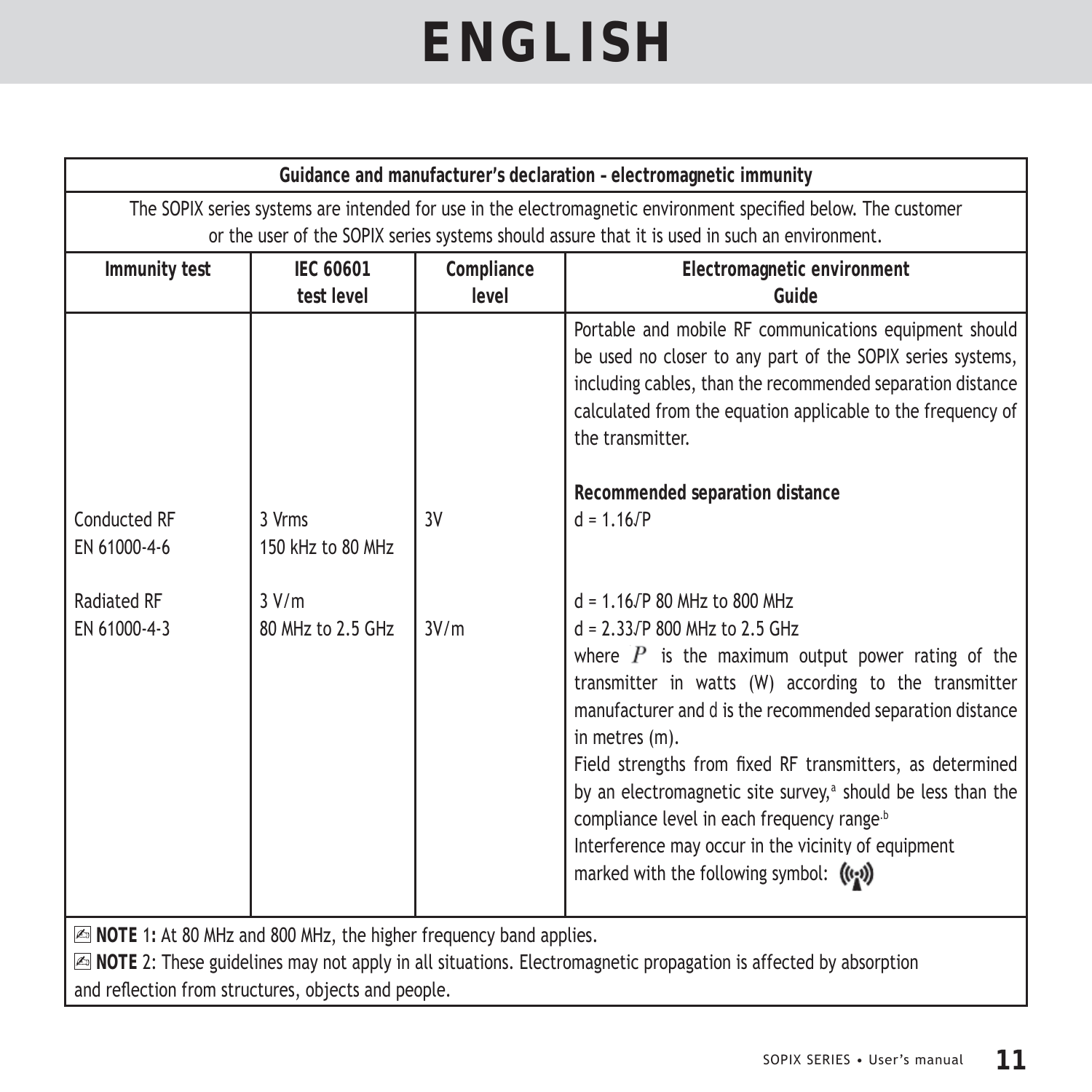# ENGLISH

| Guidance and manufacturer's declaration - electromagnetic immunity | | | |
|---|---|---|---|
| The SOPIX series systems are intended for use in the electromagnetic environment specified below. The customer or the user of the SOPIX series systems should assure that it is used in such an environment. | | | |
| **Immunity test** | **IEC 60601 test level** | **Compliance level** | **Electromagnetic environment Guide** |
| | | | Portable and mobile RF communications equipment should be used no closer to any part of the SOPIX series systems, including cables, than the recommended separation distance calculated from the equation applicable to the frequency of the transmitter. |
| Conducted RF EN 61000-4-6 | 3 Vrms 150 kHz to 80 MHz | 3V | **Recommended separation distance** $d = 1.16\sqrt{P}$ |
| Radiated RF EN 61000-4-3 | 3 V/m 80 MHz to 2.5 GHz | 3V/m | $d = 1.16\sqrt{P}$ 80 MHz to 800 MHz<br>$d = 2.33\sqrt{P}$ 800 MHz to 2.5 GHz<br>where $P$ is the maximum output power rating of the transmitter in watts (W) according to the transmitter manufacturer and d is the recommended separation distance in metres (m).<br>Field strengths from fixed RF transmitters, as determined by an electromagnetic site survey,[a] should be less than the compliance level in each frequency range.[b]<br>Interference may occur in the vicinity of equipment marked with the following symbol: |

**NOTE** 1**:** At 80 MHz and 800 MHz, the higher frequency band applies.

**NOTE** 2: These guidelines may not apply in all situations. Electromagnetic propagation is affected by absorption and reflection from structures, objects and people.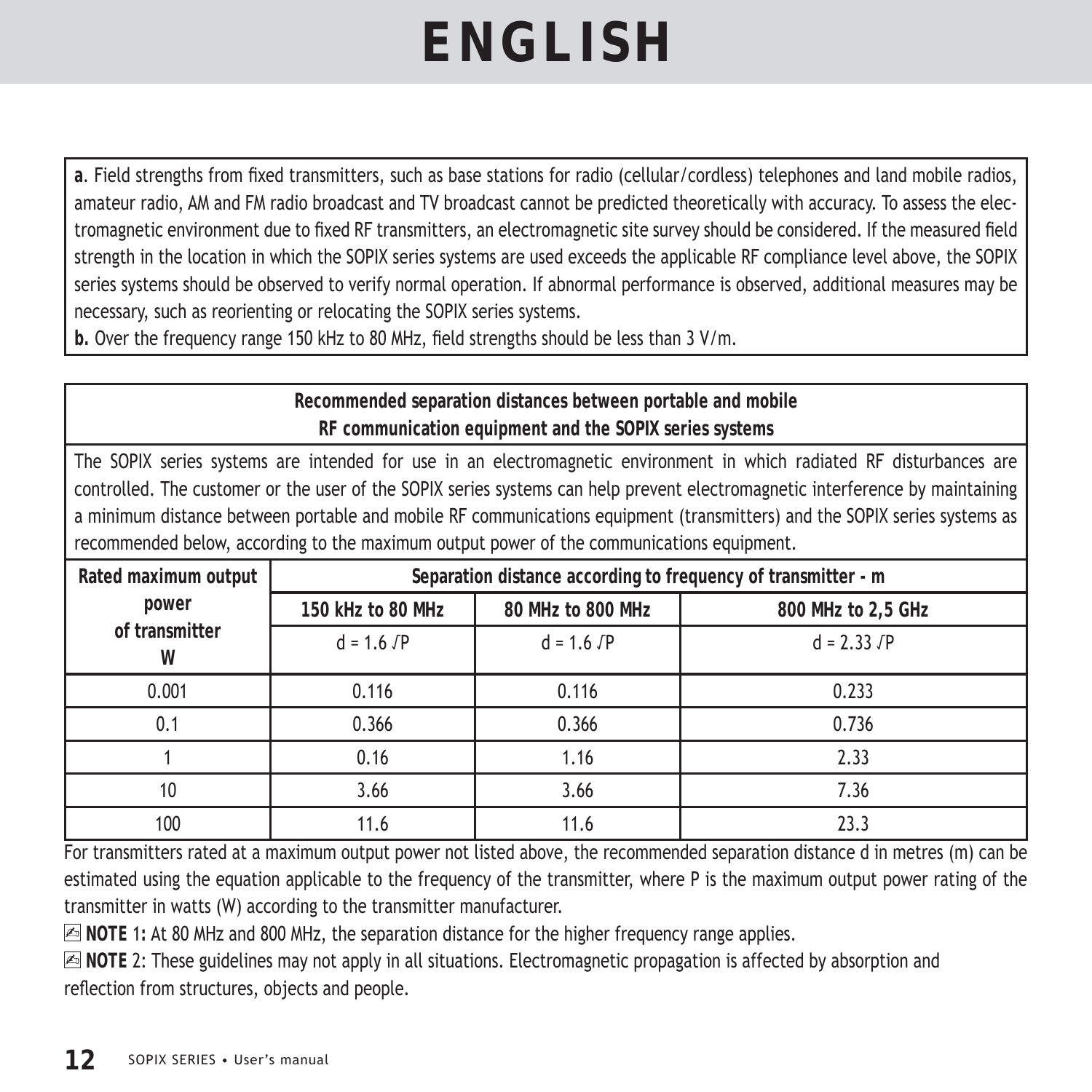# ENGLISH

**a**. Field strengths from fixed transmitters, such as base stations for radio (cellular/cordless) telephones and land mobile radios, amateur radio, AM and FM radio broadcast and TV broadcast cannot be predicted theoretically with accuracy. To assess the electromagnetic environment due to fixed RF transmitters, an electromagnetic site survey should be considered. If the measured field strength in the location in which the SOPIX series systems are used exceeds the applicable RF compliance level above, the SOPIX series systems should be observed to verify normal operation. If abnormal performance is observed, additional measures may be necessary, such as reorienting or relocating the SOPIX series systems.

**b.** Over the frequency range 150 kHz to 80 MHz, field strengths should be less than 3 V/m.

**Recommended separation distances between portable and mobile RF communication equipment and the SOPIX series systems**

The SOPIX series systems are intended for use in an electromagnetic environment in which radiated RF disturbances are controlled. The customer or the user of the SOPIX series systems can help prevent electromagnetic interference by maintaining a minimum distance between portable and mobile RF communications equipment (transmitters) and the SOPIX series systems as recommended below, according to the maximum output power of the communications equipment.

| Rated maximum output power of transmitter W | Separation distance according to frequency of transmitter - m | | |
|---|---|---|---|
| | 150 kHz to 80 MHz | 80 MHz to 800 MHz | 800 MHz to 2,5 GHz |
| | $d = 1.6 \sqrt{P}$ | $d = 1.6 \sqrt{P}$ | $d = 2.33 \sqrt{P}$ |
| 0.001 | 0.116 | 0.116 | 0.233 |
| 0.1 | 0.366 | 0.366 | 0.736 |
| 1 | 0.16 | 1.16 | 2.33 |
| 10 | 3.66 | 3.66 | 7.36 |
| 100 | 11.6 | 11.6 | 23.3 |

For transmitters rated at a maximum output power not listed above, the recommended separation distance d in metres (m) can be estimated using the equation applicable to the frequency of the transmitter, where P is the maximum output power rating of the transmitter in watts (W) according to the transmitter manufacturer.

**NOTE** 1**:** At 80 MHz and 800 MHz, the separation distance for the higher frequency range applies.

**NOTE** 2: These guidelines may not apply in all situations. Electromagnetic propagation is affected by absorption and reflection from structures, objects and people.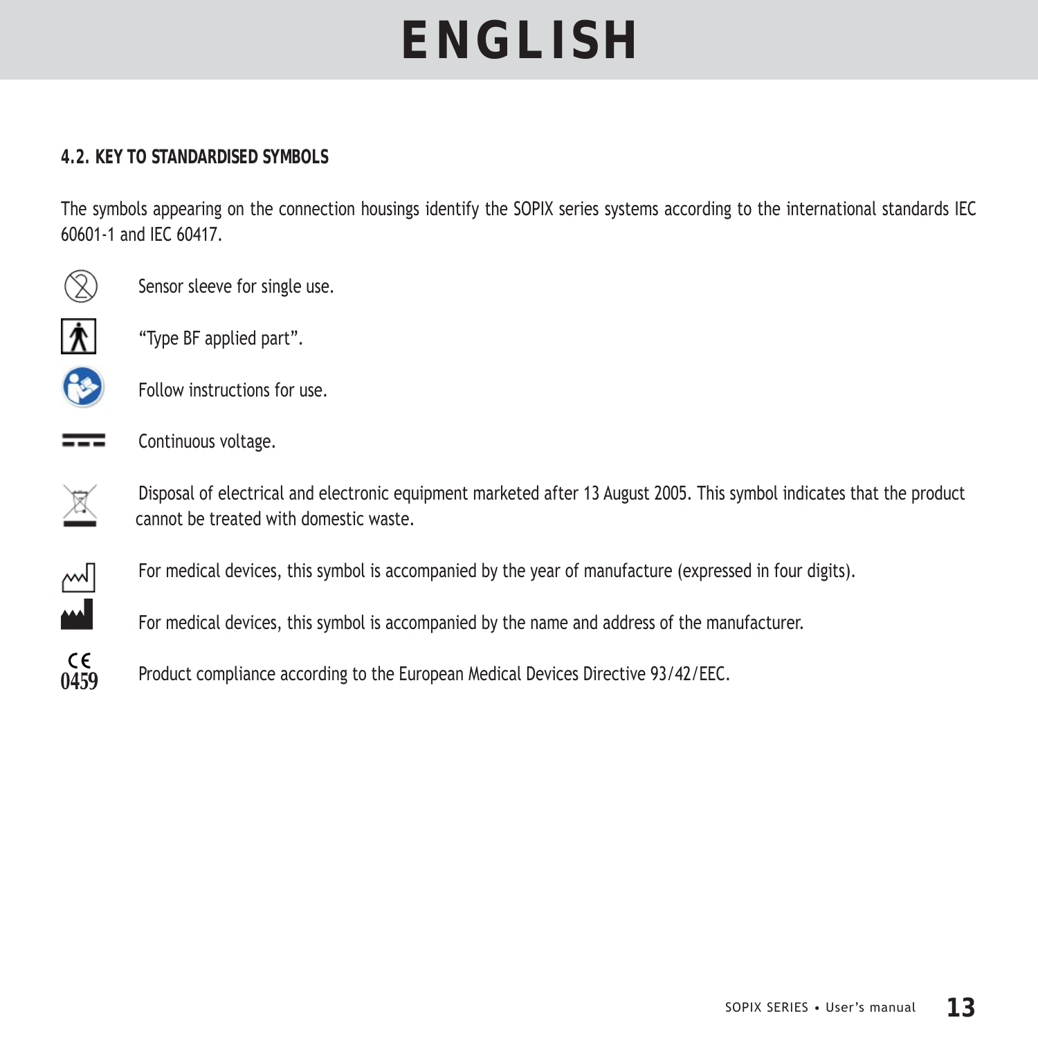## 4.2. KEY TO STANDARDISED SYMBOLS

The symbols appearing on the connection housings identify the SOPIX series systems according to the international standards IEC 60601-1 and IEC 60417.

Sensor sleeve for single use.

"Type BF applied part".

Follow instructions for use.

Continuous voltage.

Disposal of electrical and electronic equipment marketed after 13 August 2005. This symbol indicates that the product cannot be treated with domestic waste.

For medical devices, this symbol is accompanied by the year of manufacture (expressed in four digits).

For medical devices, this symbol is accompanied by the name and address of the manufacturer.

CE 0459 Product compliance according to the European Medical Devices Directive 93/42/EEC.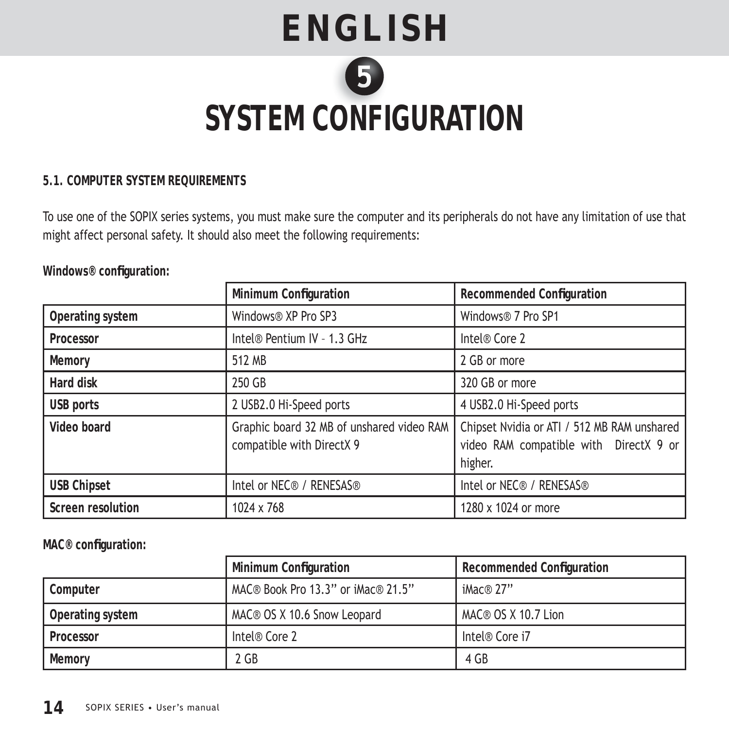# ENGLISH

## 5 SYSTEM CONFIGURATION

### 5.1. COMPUTER SYSTEM REQUIREMENTS

To use one of the SOPIX series systems, you must make sure the computer and its peripherals do not have any limitation of use that might affect personal safety. It should also meet the following requirements:

**Windows® configuration:**

| | Minimum Configuration | Recommended Configuration |
|---|---|---|
| **Operating system** | Windows® XP Pro SP3 | Windows® 7 Pro SP1 |
| **Processor** | Intel® Pentium IV – 1.3 GHz | Intel® Core 2 |
| **Memory** | 512 MB | 2 GB or more |
| **Hard disk** | 250 GB | 320 GB or more |
| **USB ports** | 2 USB2.0 Hi-Speed ports | 4 USB2.0 Hi-Speed ports |
| **Video board** | Graphic board 32 MB of unshared video RAM compatible with DirectX 9 | Chipset Nvidia or ATI / 512 MB RAM unshared video RAM compatible with DirectX 9 or higher. |
| **USB Chipset** | Intel or NEC® / RENESAS® | Intel or NEC® / RENESAS® |
| **Screen resolution** | 1024 x 768 | 1280 x 1024 or more |

**MAC® configuration:**

| | Minimum Configuration | Recommended Configuration |
|---|---|---|
| **Computer** | MAC® Book Pro 13.3" or iMac® 21.5" | iMac® 27" |
| **Operating system** | MAC® OS X 10.6 Snow Leopard | MAC® OS X 10.7 Lion |
| **Processor** | Intel® Core 2 | Intel® Core i7 |
| **Memory** | 2 GB | 4 GB |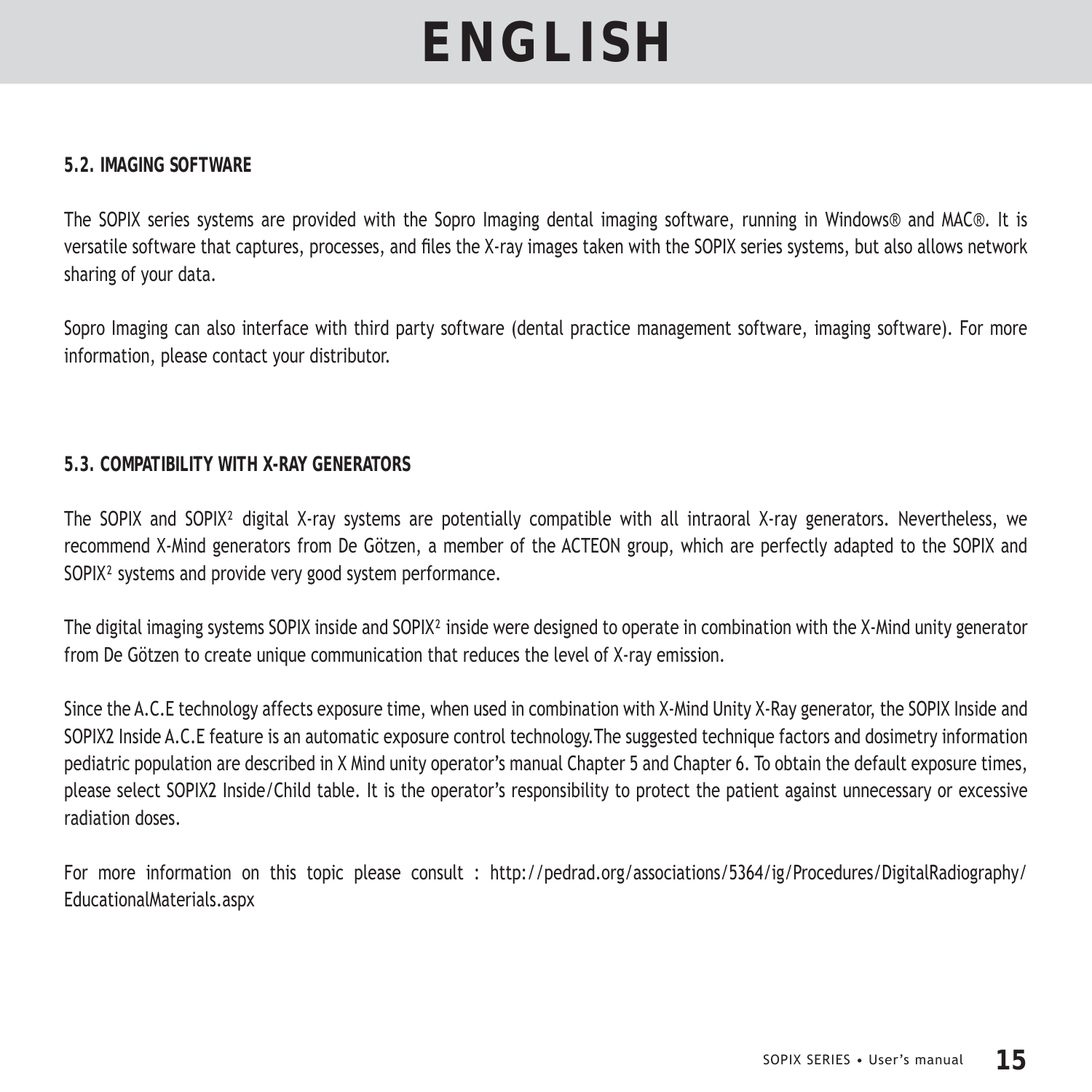## 5.2. IMAGING SOFTWARE

The SOPIX series systems are provided with the Sopro Imaging dental imaging software, running in Windows® and MAC®. It is versatile software that captures, processes, and files the X-ray images taken with the SOPIX series systems, but also allows network sharing of your data.

Sopro Imaging can also interface with third party software (dental practice management software, imaging software). For more information, please contact your distributor.

## 5.3. COMPATIBILITY WITH X-RAY GENERATORS

The SOPIX and SOPIX² digital X-ray systems are potentially compatible with all intraoral X-ray generators. Nevertheless, we recommend X-Mind generators from De Götzen, a member of the ACTEON group, which are perfectly adapted to the SOPIX and SOPIX² systems and provide very good system performance.

The digital imaging systems SOPIX inside and SOPIX² inside were designed to operate in combination with the X-Mind unity generator from De Götzen to create unique communication that reduces the level of X-ray emission.

Since the A.C.E technology affects exposure time, when used in combination with X-Mind Unity X-Ray generator, the SOPIX Inside and SOPIX2 Inside A.C.E feature is an automatic exposure control technology.The suggested technique factors and dosimetry information pediatric population are described in X Mind unity operator's manual Chapter 5 and Chapter 6. To obtain the default exposure times, please select SOPIX2 Inside/Child table. It is the operator's responsibility to protect the patient against unnecessary or excessive radiation doses.

For more information on this topic please consult : http://pedrad.org/associations/5364/ig/Procedures/DigitalRadiography/EducationalMaterials.aspx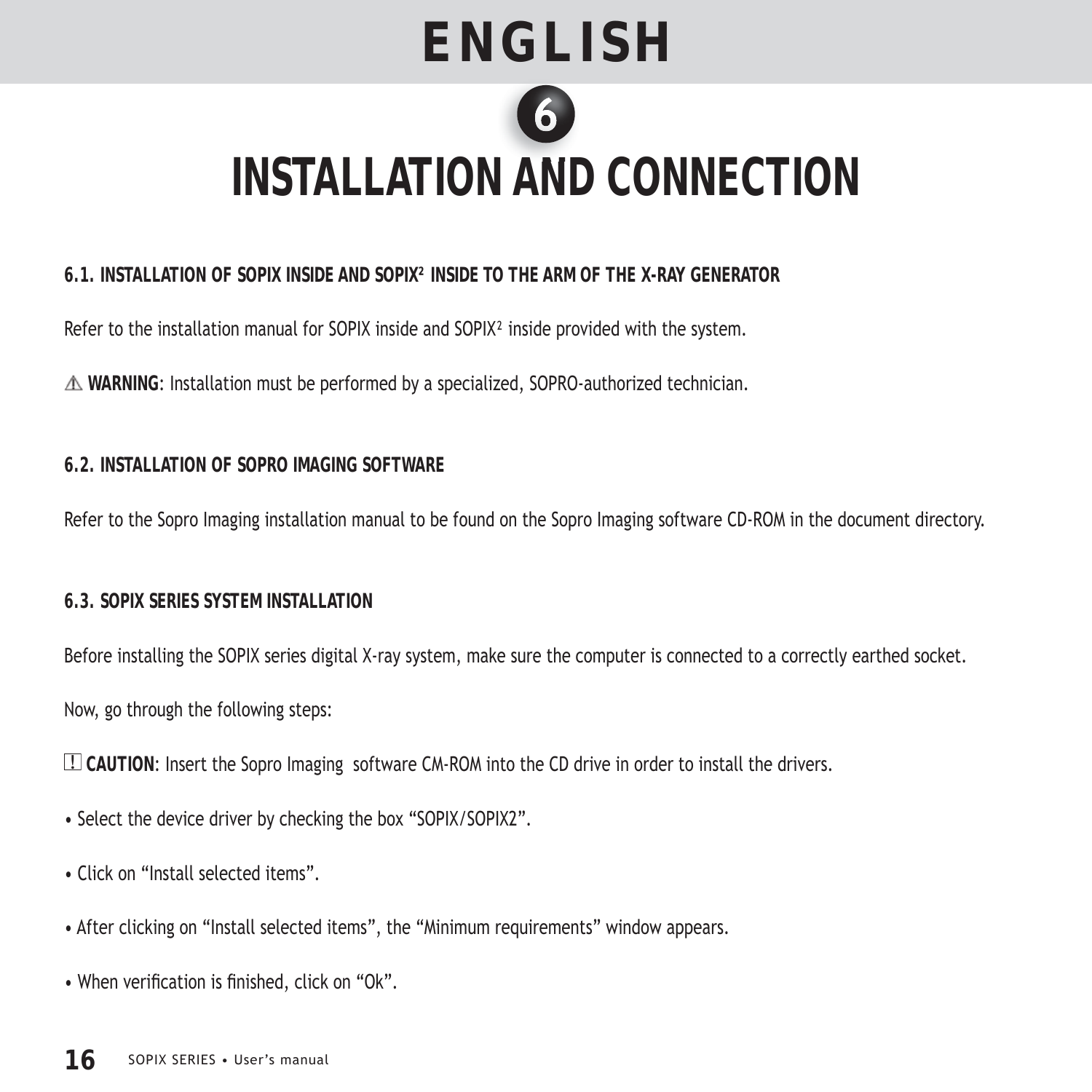# ENGLISH

## 6 INSTALLATION AND CONNECTION

### 6.1. INSTALLATION OF SOPIX INSIDE AND SOPIX² INSIDE TO THE ARM OF THE X-RAY GENERATOR

Refer to the installation manual for SOPIX inside and SOPIX² inside provided with the system.

⚠ **WARNING**: Installation must be performed by a specialized, SOPRO-authorized technician.

### 6.2. INSTALLATION OF SOPRO IMAGING SOFTWARE

Refer to the Sopro Imaging installation manual to be found on the Sopro Imaging software CD-ROM in the document directory.

### 6.3. SOPIX SERIES SYSTEM INSTALLATION

Before installing the SOPIX series digital X-ray system, make sure the computer is connected to a correctly earthed socket.

Now, go through the following steps:

! **CAUTION**: Insert the Sopro Imaging software CM-ROM into the CD drive in order to install the drivers.

- Select the device driver by checking the box “SOPIX/SOPIX2”.
- Click on “Install selected items”.
- After clicking on “Install selected items”, the “Minimum requirements” window appears.
- When verification is finished, click on “Ok”.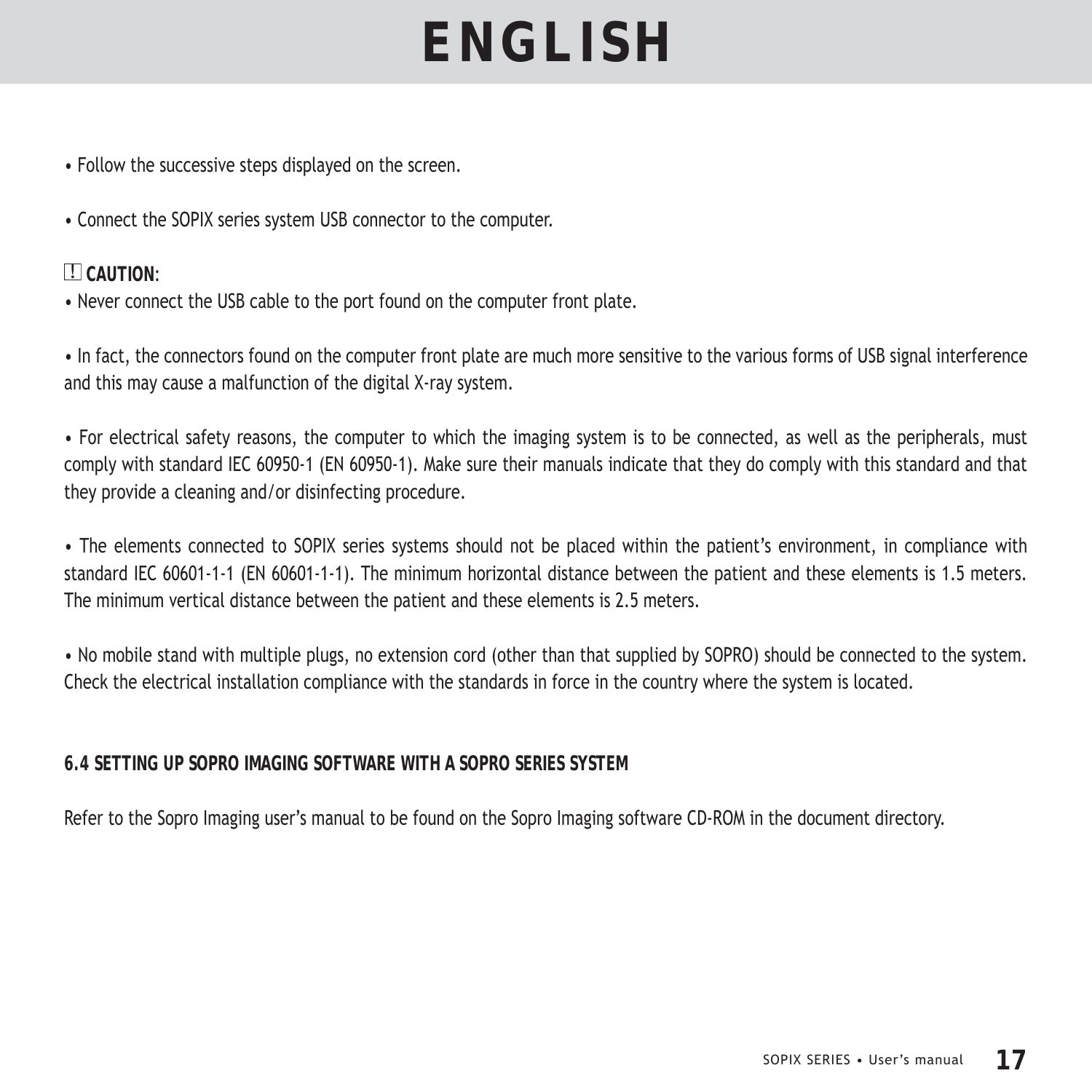- Follow the successive steps displayed on the screen.

- Connect the SOPIX series system USB connector to the computer.

! **CAUTION**:

- Never connect the USB cable to the port found on the computer front plate.

- In fact, the connectors found on the computer front plate are much more sensitive to the various forms of USB signal interference and this may cause a malfunction of the digital X-ray system.

- For electrical safety reasons, the computer to which the imaging system is to be connected, as well as the peripherals, must comply with standard IEC 60950-1 (EN 60950-1). Make sure their manuals indicate that they do comply with this standard and that they provide a cleaning and/or disinfecting procedure.

- The elements connected to SOPIX series systems should not be placed within the patient's environment, in compliance with standard IEC 60601-1-1 (EN 60601-1-1). The minimum horizontal distance between the patient and these elements is 1.5 meters. The minimum vertical distance between the patient and these elements is 2.5 meters.

- No mobile stand with multiple plugs, no extension cord (other than that supplied by SOPRO) should be connected to the system. Check the electrical installation compliance with the standards in force in the country where the system is located.

### 6.4 SETTING UP SOPRO IMAGING SOFTWARE WITH A SOPRO SERIES SYSTEM

Refer to the Sopro Imaging user's manual to be found on the Sopro Imaging software CD-ROM in the document directory.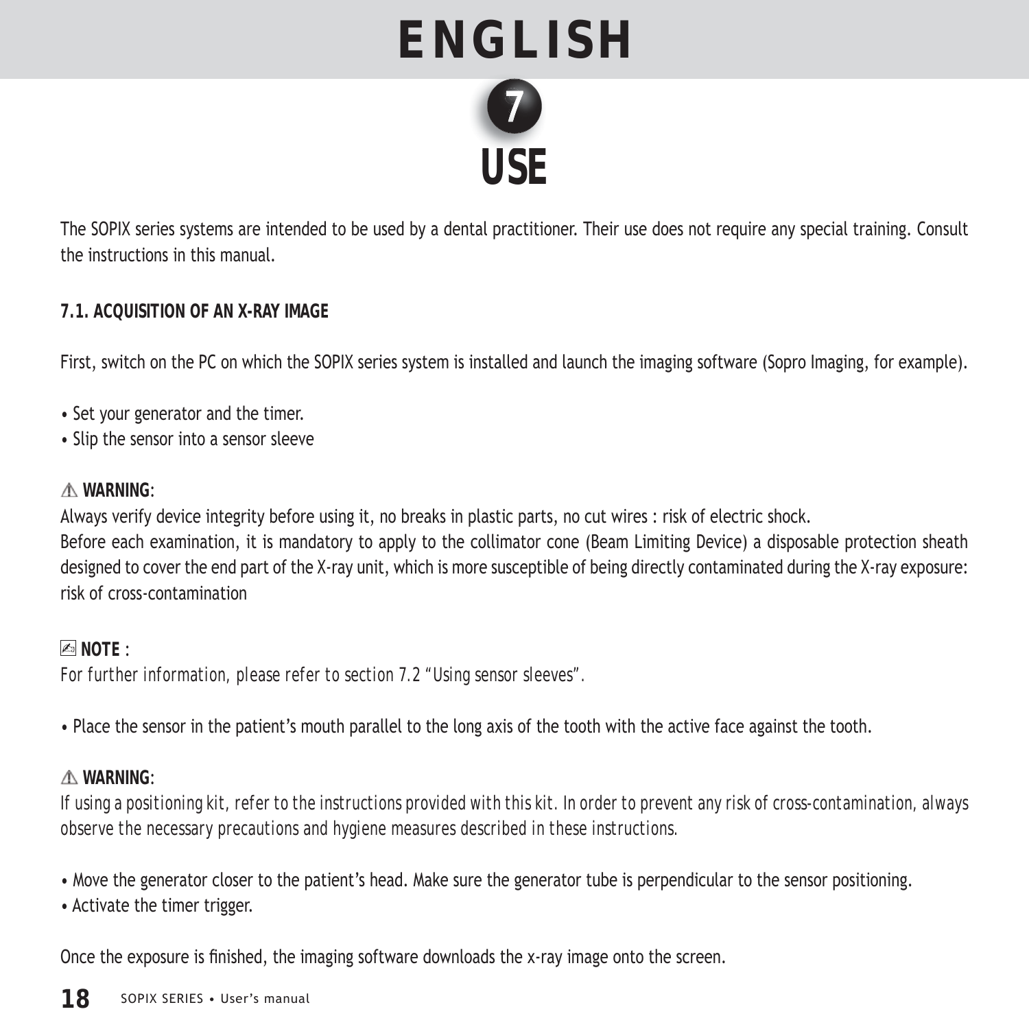# ENGLISH

## 7 USE

The SOPIX series systems are intended to be used by a dental practitioner. Their use does not require any special training. Consult the instructions in this manual.

### 7.1. ACQUISITION OF AN X-RAY IMAGE

First, switch on the PC on which the SOPIX series system is installed and launch the imaging software (Sopro Imaging, for example).

- Set your generator and the timer.
- Slip the sensor into a sensor sleeve

⚠ **WARNING**:
Always verify device integrity before using it, no breaks in plastic parts, no cut wires : risk of electric shock.
Before each examination, it is mandatory to apply to the collimator cone (Beam Limiting Device) a disposable protection sheath designed to cover the end part of the X-ray unit, which is more susceptible of being directly contaminated during the X-ray exposure: risk of cross-contamination

**NOTE** :
*For further information, please refer to section 7.2 "Using sensor sleeves".*

- Place the sensor in the patient's mouth parallel to the long axis of the tooth with the active face against the tooth.

⚠ **WARNING**:
*If using a positioning kit, refer to the instructions provided with this kit. In order to prevent any risk of cross-contamination, always observe the necessary precautions and hygiene measures described in these instructions.*

- Move the generator closer to the patient's head. Make sure the generator tube is perpendicular to the sensor positioning.
- Activate the timer trigger.

Once the exposure is finished, the imaging software downloads the x-ray image onto the screen.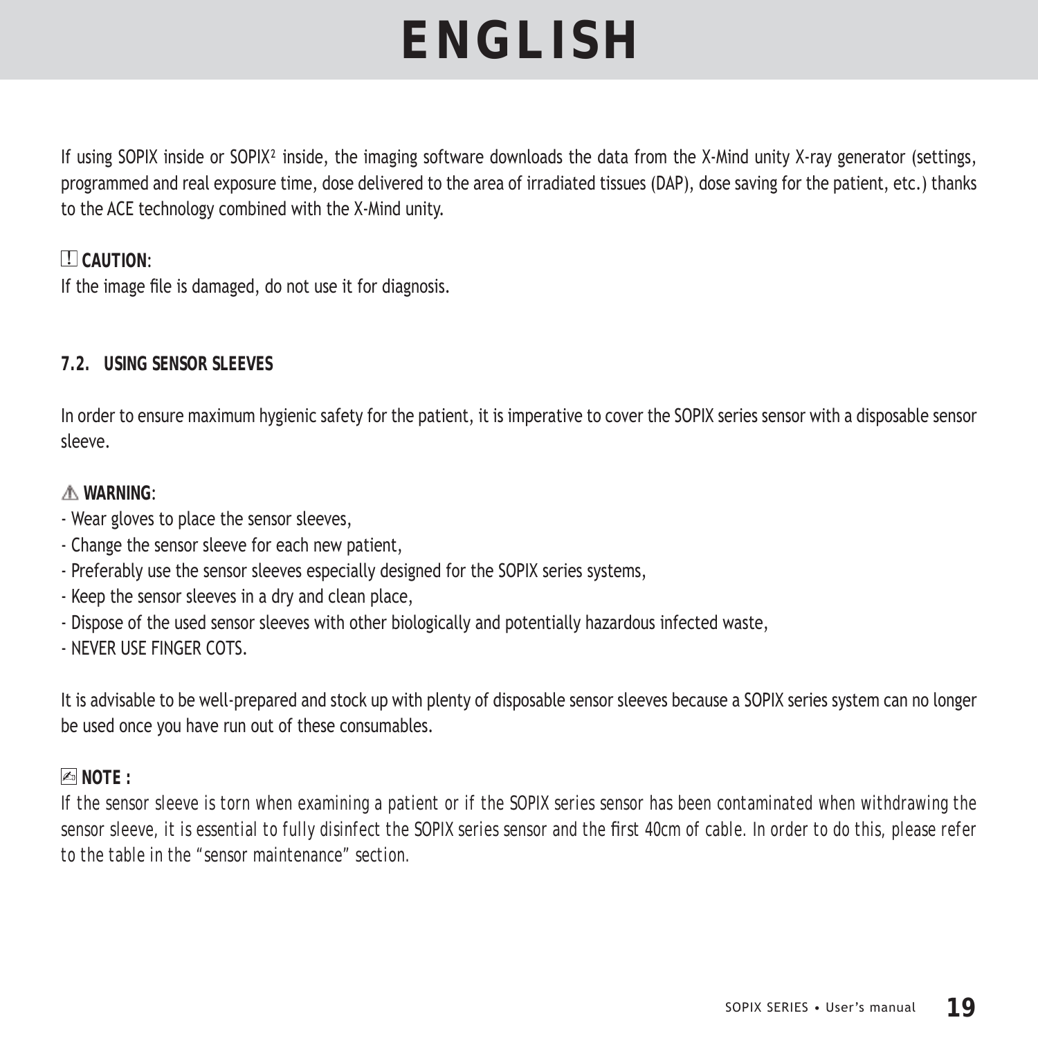If using SOPIX inside or SOPIX² inside, the imaging software downloads the data from the X-Mind unity X-ray generator (settings, programmed and real exposure time, dose delivered to the area of irradiated tissues (DAP), dose saving for the patient, etc.) thanks to the ACE technology combined with the X-Mind unity.

**CAUTION**:
If the image file is damaged, do not use it for diagnosis.

### 7.2. USING SENSOR SLEEVES

In order to ensure maximum hygienic safety for the patient, it is imperative to cover the SOPIX series sensor with a disposable sensor sleeve.

**WARNING**:
- Wear gloves to place the sensor sleeves,
- Change the sensor sleeve for each new patient,
- Preferably use the sensor sleeves especially designed for the SOPIX series systems,
- Keep the sensor sleeves in a dry and clean place,
- Dispose of the used sensor sleeves with other biologically and potentially hazardous infected waste,
- NEVER USE FINGER COTS.

It is advisable to be well-prepared and stock up with plenty of disposable sensor sleeves because a SOPIX series system can no longer be used once you have run out of these consumables.

**NOTE :**
*If the sensor sleeve is torn when examining a patient or if the SOPIX series sensor has been contaminated when withdrawing the sensor sleeve, it is essential to fully disinfect the SOPIX series sensor and the first 40cm of cable. In order to do this, please refer to the table in the "sensor maintenance" section.*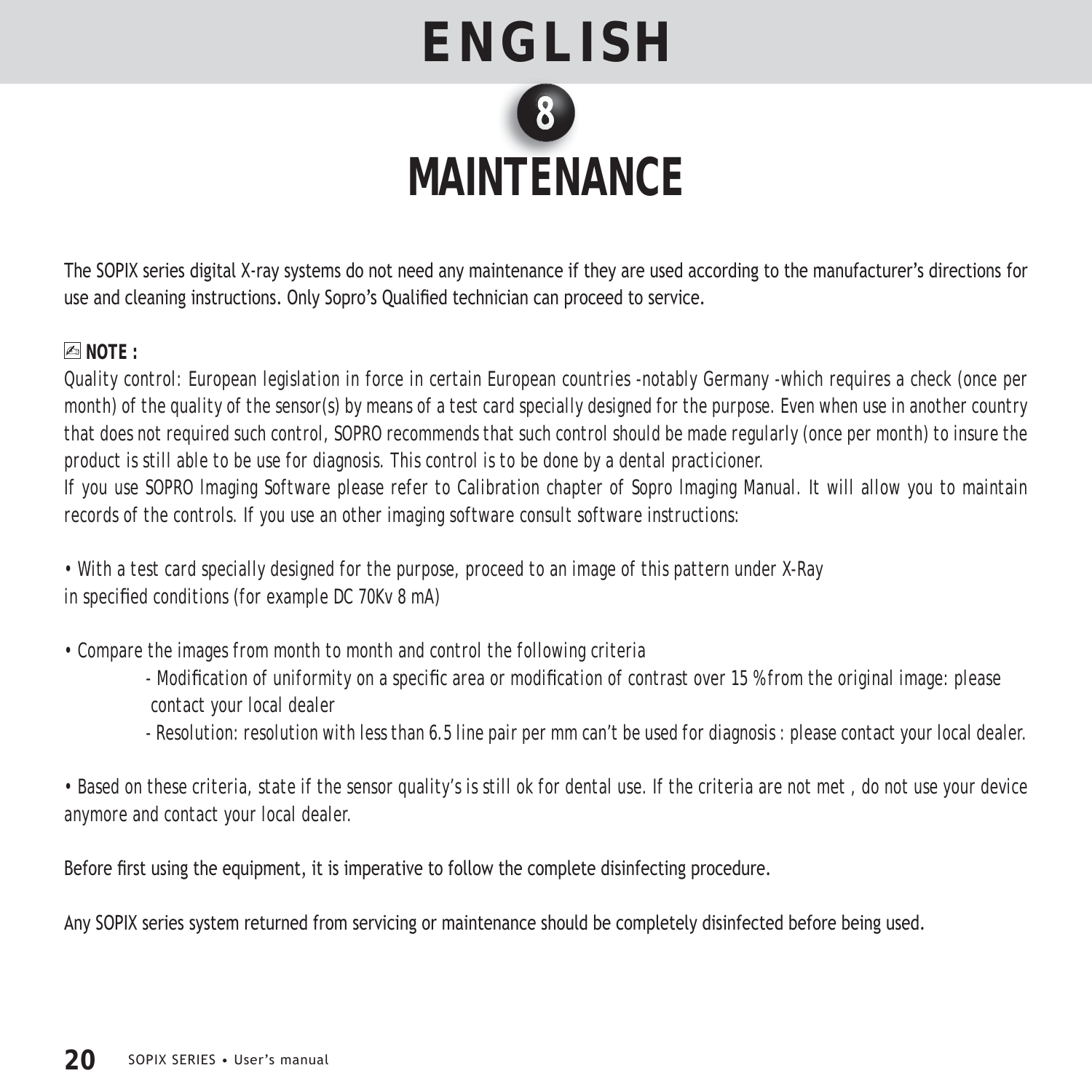# ENGLISH

## 8 MAINTENANCE

The SOPIX series digital X-ray systems do not need any maintenance if they are used according to the manufacturer's directions for use and cleaning instructions. Only Sopro's Qualified technician can proceed to service.

**NOTE :**

*Quality control: European legislation in force in certain European countries -notably Germany -which requires a check (once per month) of the quality of the sensor(s) by means of a test card specially designed for the purpose. Even when use in another country that does not required such control, SOPRO recommends that such control should be made regularly (once per month) to insure the product is still able to be use for diagnosis. This control is to be done by a dental practicioner.*

*If you use SOPRO Imaging Software please refer to Calibration chapter of Sopro Imaging Manual. It will allow you to maintain records of the controls. If you use an other imaging software consult software instructions:*

- *With a test card specially designed for the purpose, proceed to an image of this pattern under X-Ray in specified conditions (for example DC 70Kv 8 mA)*

- *Compare the images from month to month and control the following criteria*
  - *Modification of uniformity on a specific area or modification of contrast over 15 % from the original image: please contact your local dealer*
  - *Resolution: resolution with less than 6.5 line pair per mm can't be used for diagnosis : please contact your local dealer.*

- *Based on these criteria, state if the sensor quality's is still ok for dental use. If the criteria are not met , do not use your device anymore and contact your local dealer.*

Before first using the equipment, it is imperative to follow the complete disinfecting procedure.

Any SOPIX series system returned from servicing or maintenance should be completely disinfected before being used.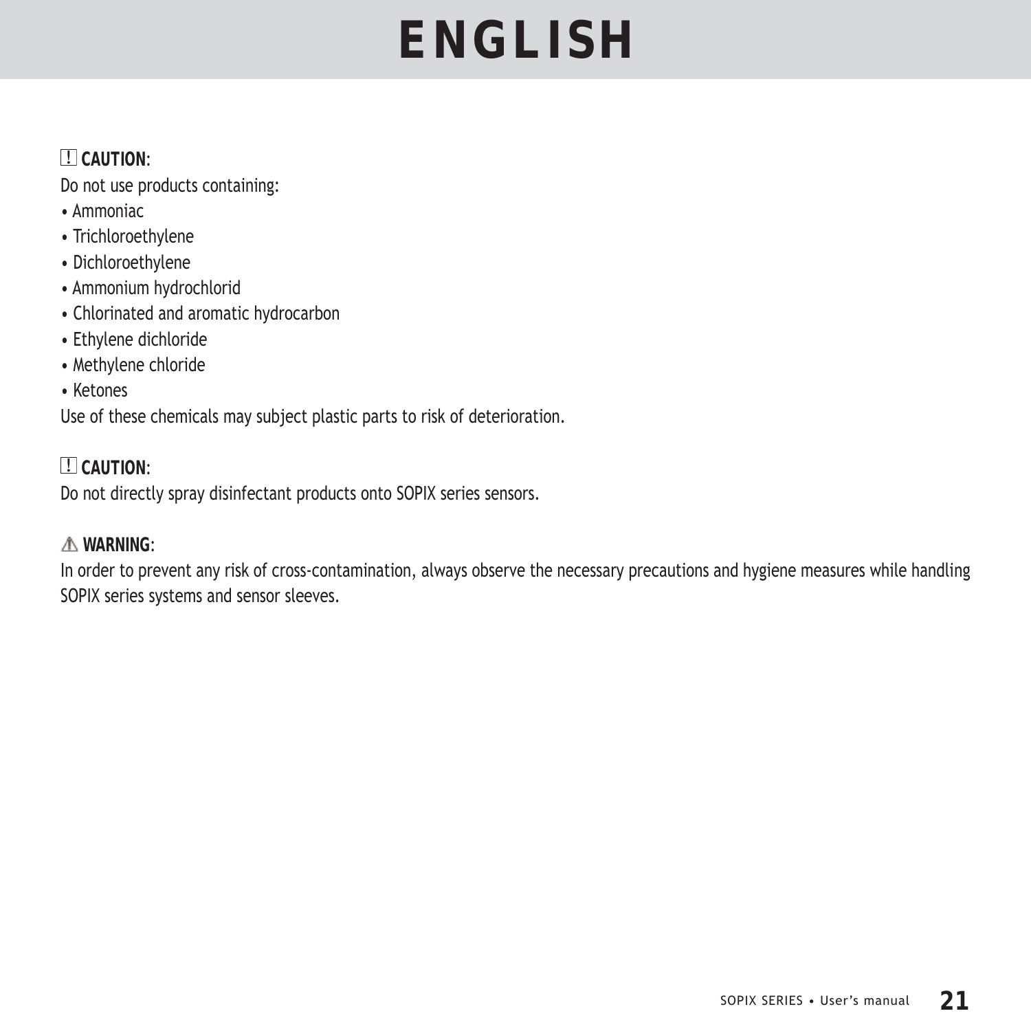# ENGLISH

! **CAUTION**:

Do not use products containing:

- Ammoniac
- Trichloroethylene
- Dichloroethylene
- Ammonium hydrochlorid
- Chlorinated and aromatic hydrocarbon
- Ethylene dichloride
- Methylene chloride
- Ketones

Use of these chemicals may subject plastic parts to risk of deterioration.

! **CAUTION**:

Do not directly spray disinfectant products onto SOPIX series sensors.

⚠ **WARNING**:

In order to prevent any risk of cross-contamination, always observe the necessary precautions and hygiene measures while handling SOPIX series systems and sensor sleeves.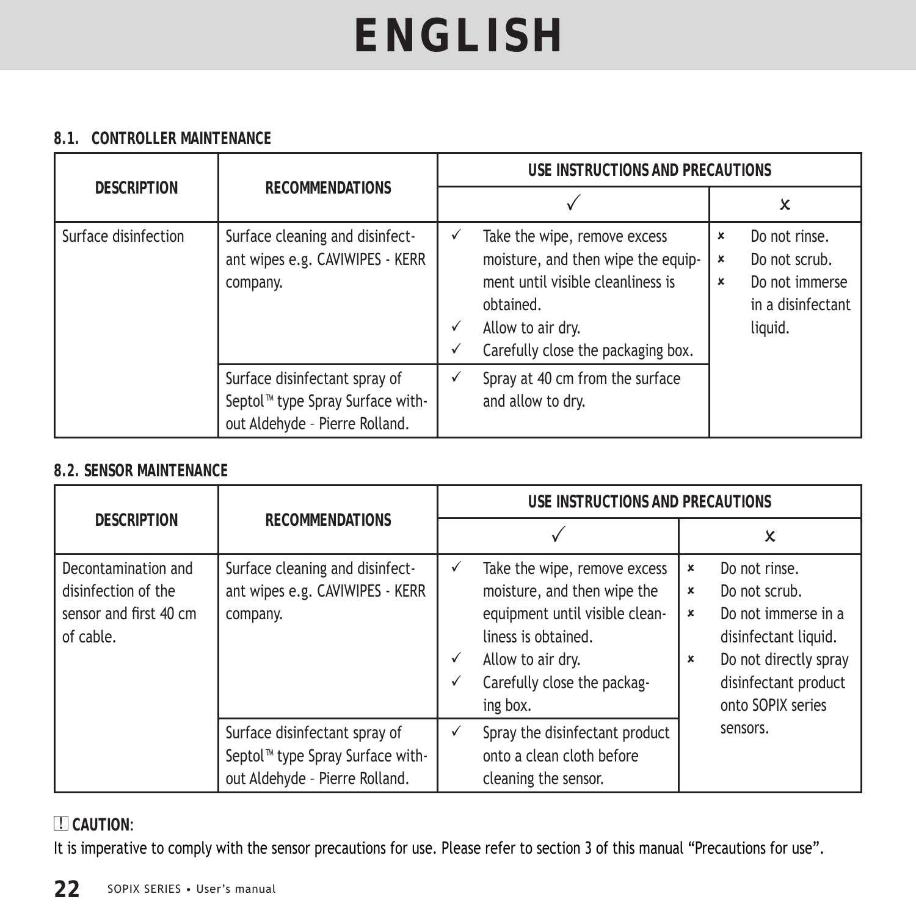# ENGLISH

### 8.1. CONTROLLER MAINTENANCE

| DESCRIPTION | RECOMMENDATIONS | USE INSTRUCTIONS AND PRECAUTIONS | |
|---|---|---|---|
| | | ✓ | ✗ |
| Surface disinfection | Surface cleaning and disinfectant wipes e.g. CAVIWIPES - KERR company. | ✓ Take the wipe, remove excess moisture, and then wipe the equipment until visible cleanliness is obtained.<br>✓ Allow to air dry.<br>✓ Carefully close the packaging box. | ✗ Do not rinse.<br>✗ Do not scrub.<br>✗ Do not immerse in a disinfectant liquid. |
| | Surface disinfectant spray of Septol™ type Spray Surface without Aldehyde – Pierre Rolland. | ✓ Spray at 40 cm from the surface and allow to dry. | |

### 8.2. SENSOR MAINTENANCE

| DESCRIPTION | RECOMMENDATIONS | USE INSTRUCTIONS AND PRECAUTIONS | |
|---|---|---|---|
| | | ✓ | ✗ |
| Decontamination and disinfection of the sensor and first 40 cm of cable. | Surface cleaning and disinfectant wipes e.g. CAVIWIPES - KERR company. | ✓ Take the wipe, remove excess moisture, and then wipe the equipment until visible cleanliness is obtained.<br>✓ Allow to air dry.<br>✓ Carefully close the packaging box. | ✗ Do not rinse.<br>✗ Do not scrub.<br>✗ Do not immerse in a disinfectant liquid.<br>✗ Do not directly spray disinfectant product onto SOPIX series sensors. |
| | Surface disinfectant spray of Septol™ type Spray Surface without Aldehyde – Pierre Rolland. | ✓ Spray the disinfectant product onto a clean cloth before cleaning the sensor. | |

**! CAUTION**:
It is imperative to comply with the sensor precautions for use. Please refer to section 3 of this manual “Precautions for use”.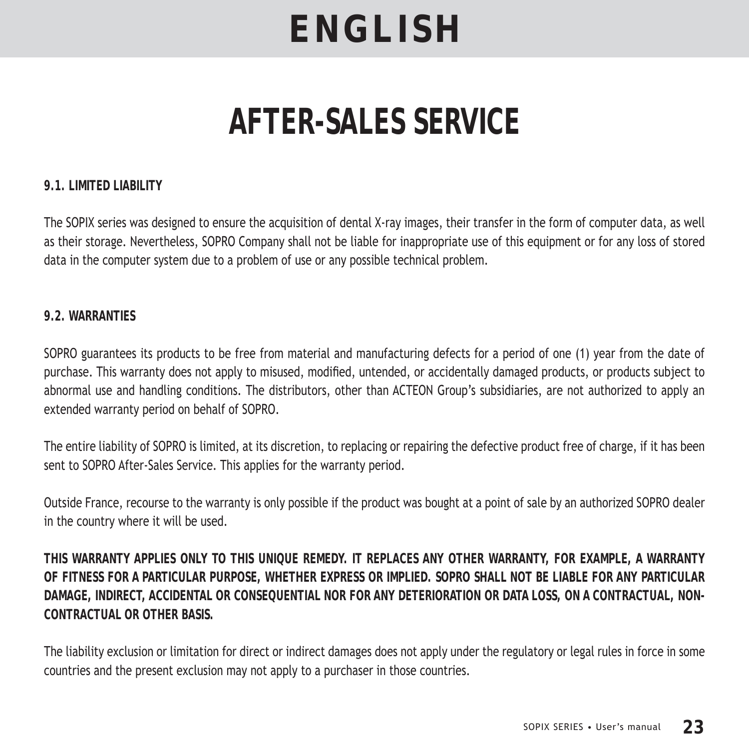# ENGLISH

# AFTER-SALES SERVICE

### 9.1. LIMITED LIABILITY

The SOPIX series was designed to ensure the acquisition of dental X-ray images, their transfer in the form of computer data, as well as their storage. Nevertheless, SOPRO Company shall not be liable for inappropriate use of this equipment or for any loss of stored data in the computer system due to a problem of use or any possible technical problem.

### 9.2. WARRANTIES

SOPRO guarantees its products to be free from material and manufacturing defects for a period of one (1) year from the date of purchase. This warranty does not apply to misused, modified, untended, or accidentally damaged products, or products subject to abnormal use and handling conditions. The distributors, other than ACTEON Group's subsidiaries, are not authorized to apply an extended warranty period on behalf of SOPRO.

The entire liability of SOPRO is limited, at its discretion, to replacing or repairing the defective product free of charge, if it has been sent to SOPRO After-Sales Service. This applies for the warranty period.

Outside France, recourse to the warranty is only possible if the product was bought at a point of sale by an authorized SOPRO dealer in the country where it will be used.

**THIS WARRANTY APPLIES ONLY TO THIS UNIQUE REMEDY. IT REPLACES ANY OTHER WARRANTY, FOR EXAMPLE, A WARRANTY OF FITNESS FOR A PARTICULAR PURPOSE, WHETHER EXPRESS OR IMPLIED. SOPRO SHALL NOT BE LIABLE FOR ANY PARTICULAR DAMAGE, INDIRECT, ACCIDENTAL OR CONSEQUENTIAL NOR FOR ANY DETERIORATION OR DATA LOSS, ON A CONTRACTUAL, NON-CONTRACTUAL OR OTHER BASIS.**

The liability exclusion or limitation for direct or indirect damages does not apply under the regulatory or legal rules in force in some countries and the present exclusion may not apply to a purchaser in those countries.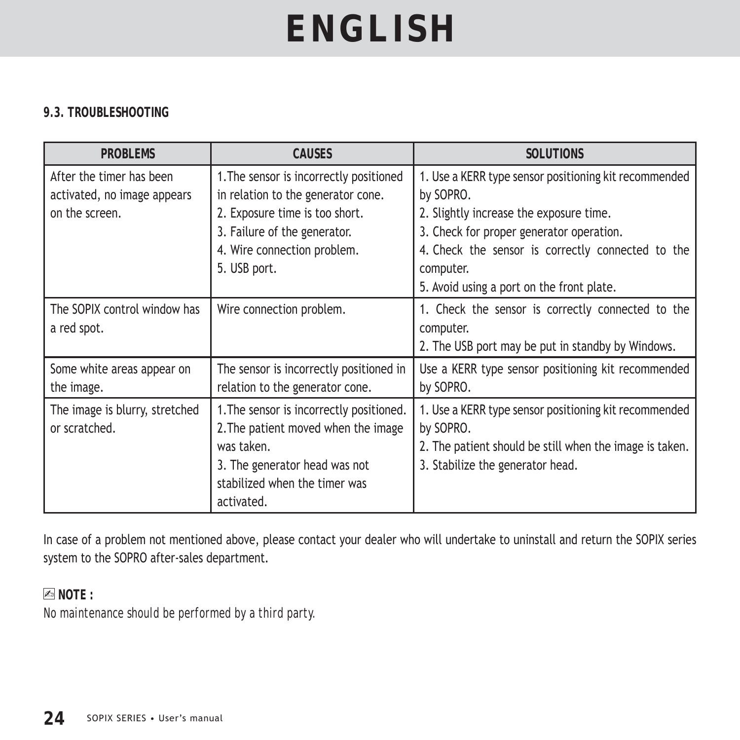# ENGLISH

### 9.3. TROUBLESHOOTING

| PROBLEMS | CAUSES | SOLUTIONS |
|---|---|---|
| After the timer has been activated, no image appears on the screen. | 1.The sensor is incorrectly positioned in relation to the generator cone.<br>2. Exposure time is too short.<br>3. Failure of the generator.<br>4. Wire connection problem.<br>5. USB port. | 1. Use a KERR type sensor positioning kit recommended by SOPRO.<br>2. Slightly increase the exposure time.<br>3. Check for proper generator operation.<br>4. Check the sensor is correctly connected to the computer.<br>5. Avoid using a port on the front plate. |
| The SOPIX control window has a red spot. | Wire connection problem. | 1. Check the sensor is correctly connected to the computer.<br>2. The USB port may be put in standby by Windows. |
| Some white areas appear on the image. | The sensor is incorrectly positioned in relation to the generator cone. | Use a KERR type sensor positioning kit recommended by SOPRO. |
| The image is blurry, stretched or scratched. | 1.The sensor is incorrectly positioned.<br>2.The patient moved when the image was taken.<br>3. The generator head was not stabilized when the timer was activated. | 1. Use a KERR type sensor positioning kit recommended by SOPRO.<br>2. The patient should be still when the image is taken.<br>3. Stabilize the generator head. |

In case of a problem not mentioned above, please contact your dealer who will undertake to uninstall and return the SOPIX series system to the SOPRO after-sales department.

**NOTE :**

*No maintenance should be performed by a third party.*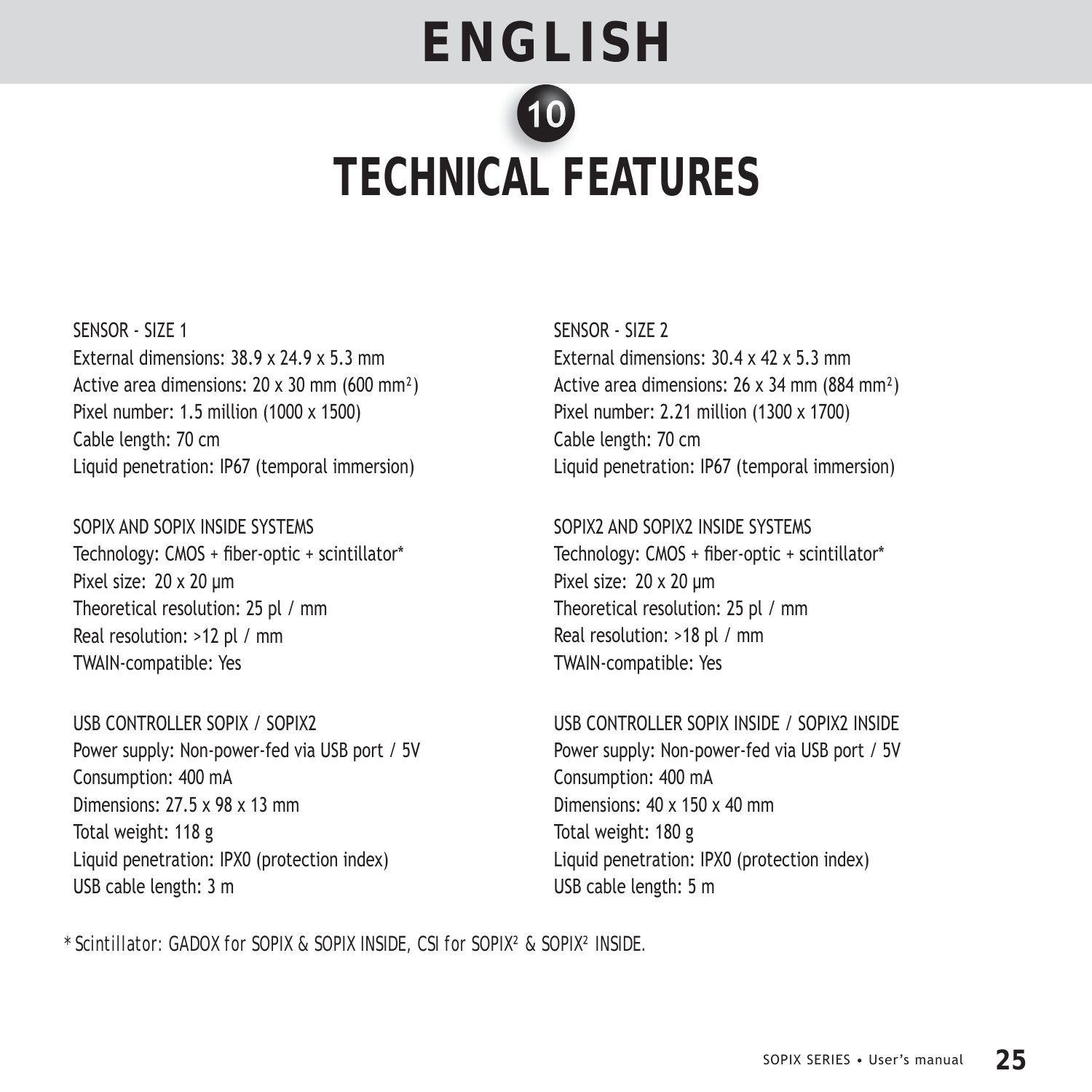# ENGLISH

## 10 TECHNICAL FEATURES

SENSOR - SIZE 1
External dimensions: 38.9 x 24.9 x 5.3 mm
Active area dimensions: 20 x 30 mm (600 $mm^2$)
Pixel number: 1.5 million (1000 x 1500)
Cable length: 70 cm
Liquid penetration: IP67 (temporal immersion)

SOPIX AND SOPIX INSIDE SYSTEMS
Technology: CMOS + fiber-optic + scintillator*
Pixel size: 20 x 20 μm
Theoretical resolution: 25 pl / mm
Real resolution: >12 pl / mm
TWAIN-compatible: Yes

USB CONTROLLER SOPIX / SOPIX2
Power supply: Non-power-fed via USB port / 5V
Consumption: 400 mA
Dimensions: 27.5 x 98 x 13 mm
Total weight: 118 g
Liquid penetration: IPX0 (protection index)
USB cable length: 3 m

SENSOR - SIZE 2
External dimensions: 30.4 x 42 x 5.3 mm
Active area dimensions: 26 x 34 mm (884 $mm^2$)
Pixel number: 2.21 million (1300 x 1700)
Cable length: 70 cm
Liquid penetration: IP67 (temporal immersion)

SOPIX2 AND SOPIX2 INSIDE SYSTEMS
Technology: CMOS + fiber-optic + scintillator*
Pixel size: 20 x 20 μm
Theoretical resolution: 25 pl / mm
Real resolution: >18 pl / mm
TWAIN-compatible: Yes

USB CONTROLLER SOPIX INSIDE / SOPIX2 INSIDE
Power supply: Non-power-fed via USB port / 5V
Consumption: 400 mA
Dimensions: 40 x 150 x 40 mm
Total weight: 180 g
Liquid penetration: IPX0 (protection index)
USB cable length: 5 m

*\* Scintillator: GADOX for SOPIX & SOPIX INSIDE, CSI for $SOPIX^2$ & $SOPIX^2$ INSIDE.*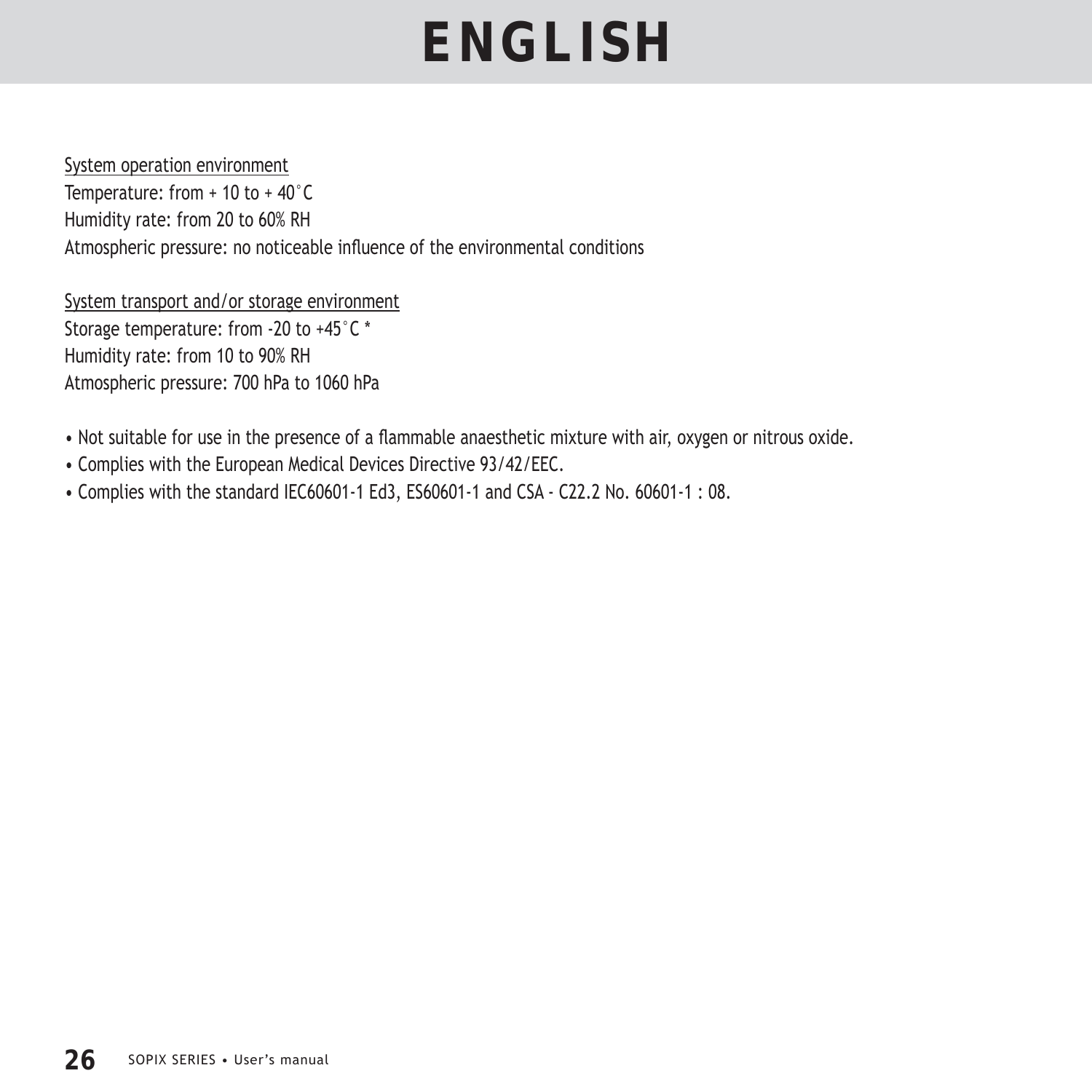System operation environment

Temperature: from + 10 to + 40°C

Humidity rate: from 20 to 60% RH

Atmospheric pressure: no noticeable influence of the environmental conditions

System transport and/or storage environment

Storage temperature: from -20 to +45°C *

Humidity rate: from 10 to 90% RH

Atmospheric pressure: 700 hPa to 1060 hPa

- Not suitable for use in the presence of a flammable anaesthetic mixture with air, oxygen or nitrous oxide.
- Complies with the European Medical Devices Directive 93/42/EEC.
- Complies with the standard IEC60601-1 Ed3, ES60601-1 and CSA - C22.2 No. 60601-1 : 08.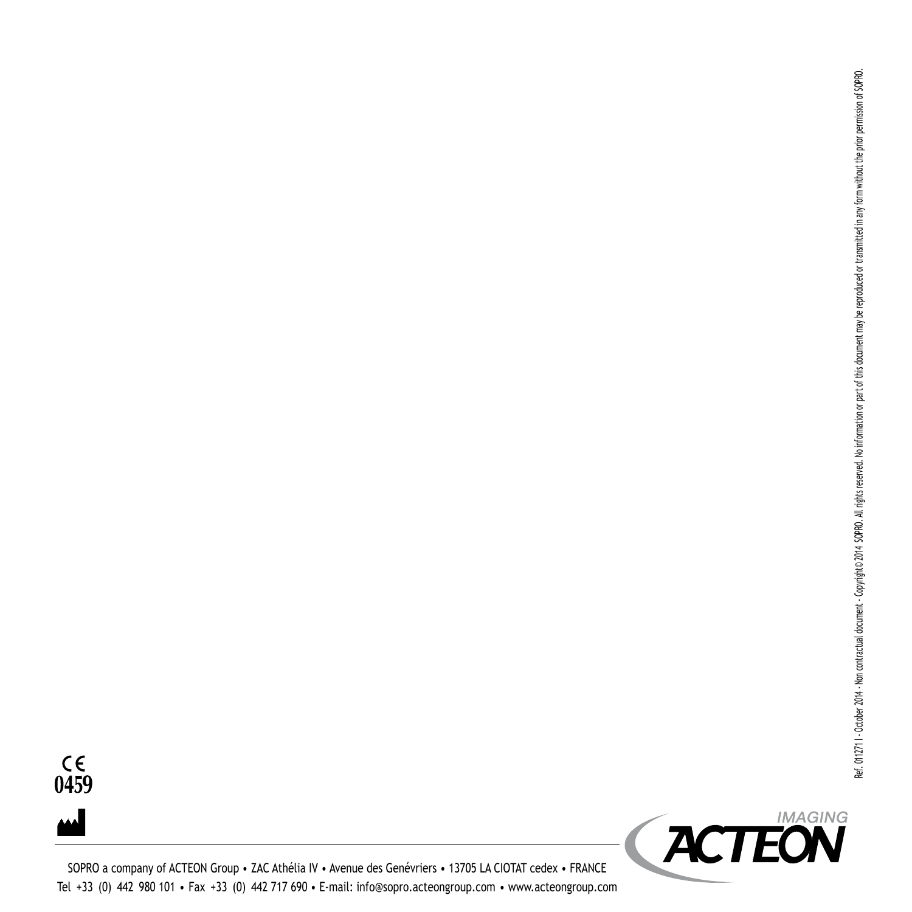Ref. 011271 - October 2014 - Non contractual document - Copyright© 2014 SOPRO. All rights reserved. No information or part of this document may be reproduced or transmitted in any form without the prior permission of SOPRO.

CE
0459

IMAGING
ACTEON

SOPRO a company of ACTEON Group • ZAC Athélia IV • Avenue des Genévriers • 13705 LA CIOTAT cedex • FRANCE
Tel +33 (0) 442 980 101 • Fax +33 (0) 442 717 690 • E-mail: info@sopro.acteongroup.com • www.acteongroup.com